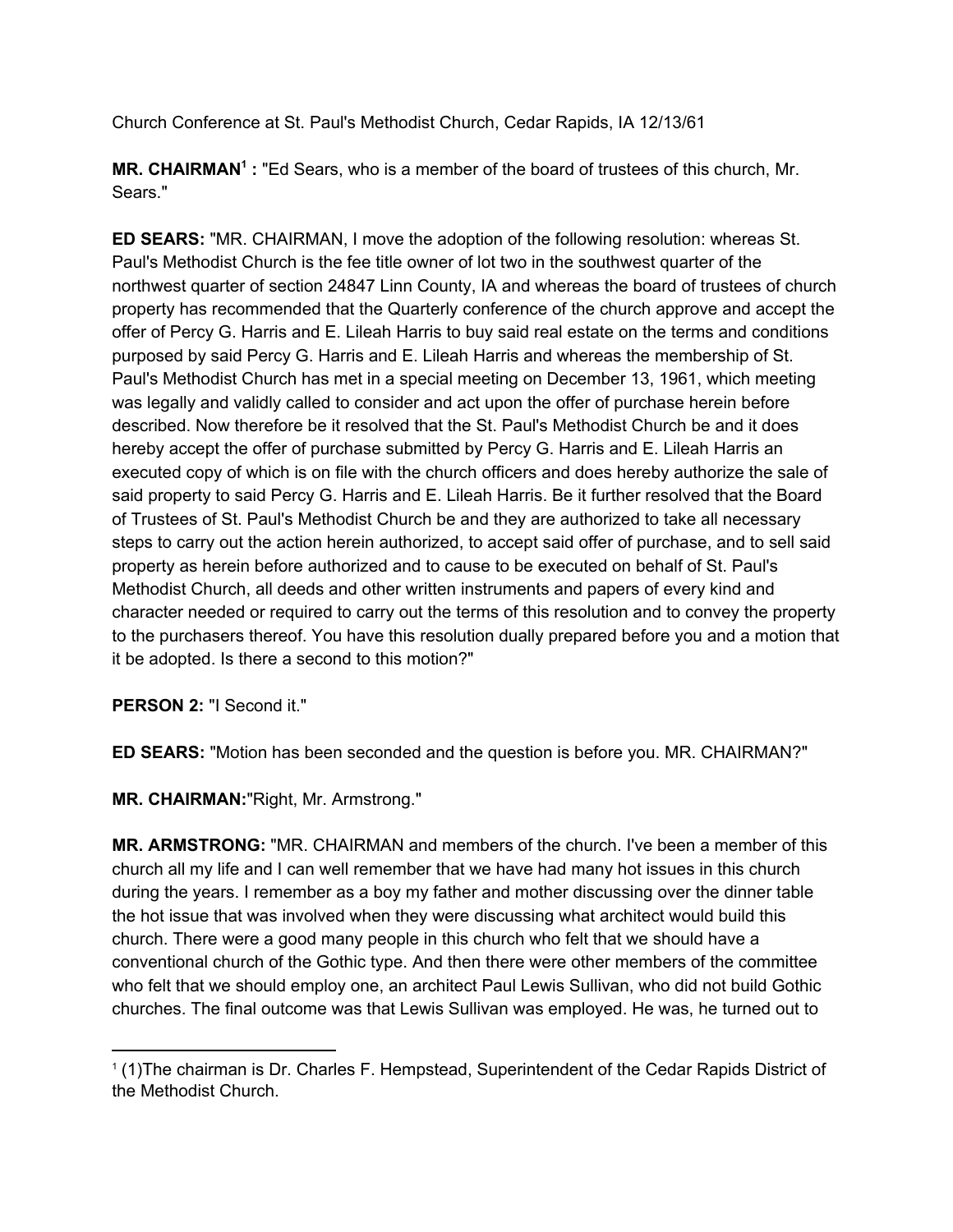Church Conference at St. Paul's Methodist Church, Cedar Rapids, IA 12/13/61

**MR. CHAIRMAN[1] :** "Ed Sears, who is a member of the board of trustees of this church, Mr. Sears."

**ED SEARS:** "MR. CHAIRMAN, I move the adoption of the following resolution: whereas St. Paul's Methodist Church is the fee title owner of lot two in the southwest quarter of the northwest quarter of section 24847 Linn County, IA and whereas the board of trustees of church property has recommended that the Quarterly conference of the church approve and accept the offer of Percy G. Harris and E. Lileah Harris to buy said real estate on the terms and conditions purposed by said Percy G. Harris and E. Lileah Harris and whereas the membership of St. Paul's Methodist Church has met in a special meeting on December 13, 1961, which meeting was legally and validly called to consider and act upon the offer of purchase herein before described. Now therefore be it resolved that the St. Paul's Methodist Church be and it does hereby accept the offer of purchase submitted by Percy G. Harris and E. Lileah Harris an executed copy of which is on file with the church officers and does hereby authorize the sale of said property to said Percy G. Harris and E. Lileah Harris. Be it further resolved that the Board of Trustees of St. Paul's Methodist Church be and they are authorized to take all necessary steps to carry out the action herein authorized, to accept said offer of purchase, and to sell said property as herein before authorized and to cause to be executed on behalf of St. Paul's Methodist Church, all deeds and other written instruments and papers of every kind and character needed or required to carry out the terms of this resolution and to convey the property to the purchasers thereof. You have this resolution dually prepared before you and a motion that it be adopted. Is there a second to this motion?"

**PERSON 2:** "I Second it."

**ED SEARS:** "Motion has been seconded and the question is before you. MR. CHAIRMAN?"

**MR. CHAIRMAN:**"Right, Mr. Armstrong."

**MR. ARMSTRONG:** "MR. CHAIRMAN and members of the church. I've been a member of this church all my life and I can well remember that we have had many hot issues in this church during the years. I remember as a boy my father and mother discussing over the dinner table the hot issue that was involved when they were discussing what architect would build this church. There were a good many people in this church who felt that we should have a conventional church of the Gothic type. And then there were other members of the committee who felt that we should employ one, an architect Paul Lewis Sullivan, who did not build Gothic churches. The final outcome was that Lewis Sullivan was employed. He was, he turned out to

---

[1] (1)The chairman is Dr. Charles F. Hempstead, Superintendent of the Cedar Rapids District of the Methodist Church.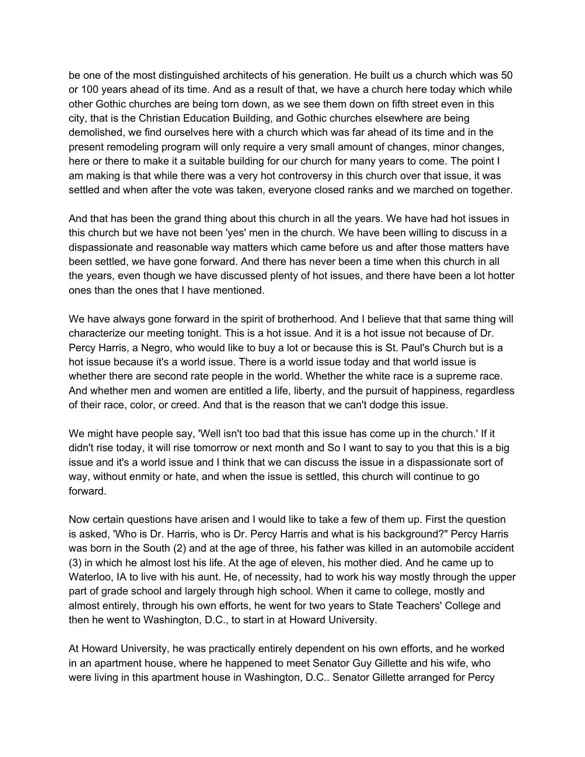be one of the most distinguished architects of his generation. He built us a church which was 50 or 100 years ahead of its time. And as a result of that, we have a church here today which while other Gothic churches are being torn down, as we see them down on fifth street even in this city, that is the Christian Education Building, and Gothic churches elsewhere are being demolished, we find ourselves here with a church which was far ahead of its time and in the present remodeling program will only require a very small amount of changes, minor changes, here or there to make it a suitable building for our church for many years to come. The point I am making is that while there was a very hot controversy in this church over that issue, it was settled and when after the vote was taken, everyone closed ranks and we marched on together.

And that has been the grand thing about this church in all the years. We have had hot issues in this church but we have not been 'yes' men in the church. We have been willing to discuss in a dispassionate and reasonable way matters which came before us and after those matters have been settled, we have gone forward. And there has never been a time when this church in all the years, even though we have discussed plenty of hot issues, and there have been a lot hotter ones than the ones that I have mentioned.

We have always gone forward in the spirit of brotherhood. And I believe that that same thing will characterize our meeting tonight. This is a hot issue. And it is a hot issue not because of Dr. Percy Harris, a Negro, who would like to buy a lot or because this is St. Paul's Church but is a hot issue because it's a world issue. There is a world issue today and that world issue is whether there are second rate people in the world. Whether the white race is a supreme race. And whether men and women are entitled a life, liberty, and the pursuit of happiness, regardless of their race, color, or creed. And that is the reason that we can't dodge this issue.

We might have people say, 'Well isn't too bad that this issue has come up in the church.' If it didn't rise today, it will rise tomorrow or next month and So I want to say to you that this is a big issue and it's a world issue and I think that we can discuss the issue in a dispassionate sort of way, without enmity or hate, and when the issue is settled, this church will continue to go forward.

Now certain questions have arisen and I would like to take a few of them up. First the question is asked, 'Who is Dr. Harris, who is Dr. Percy Harris and what is his background?" Percy Harris was born in the South (2) and at the age of three, his father was killed in an automobile accident (3) in which he almost lost his life. At the age of eleven, his mother died. And he came up to Waterloo, IA to live with his aunt. He, of necessity, had to work his way mostly through the upper part of grade school and largely through high school. When it came to college, mostly and almost entirely, through his own efforts, he went for two years to State Teachers' College and then he went to Washington, D.C., to start in at Howard University.

At Howard University, he was practically entirely dependent on his own efforts, and he worked in an apartment house, where he happened to meet Senator Guy Gillette and his wife, who were living in this apartment house in Washington, D.C.. Senator Gillette arranged for Percy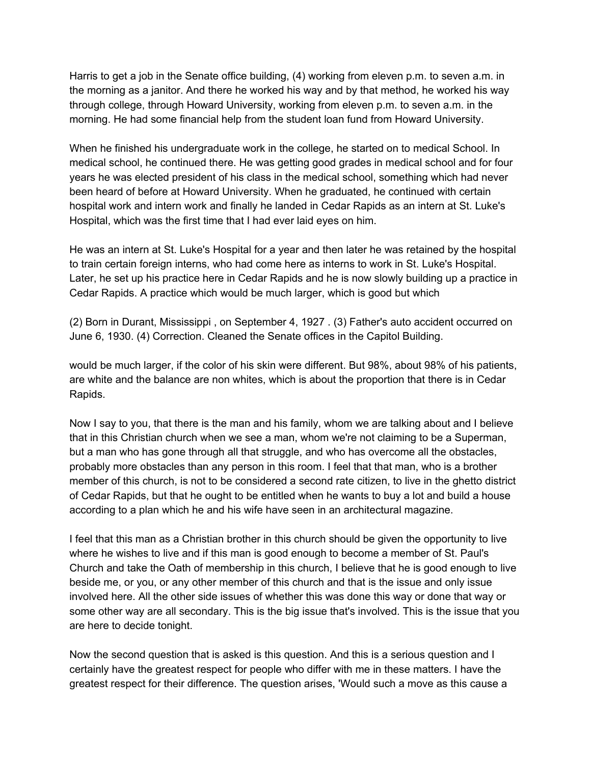Harris to get a job in the Senate office building, (4) working from eleven p.m. to seven a.m. in the morning as a janitor. And there he worked his way and by that method, he worked his way through college, through Howard University, working from eleven p.m. to seven a.m. in the morning. He had some financial help from the student loan fund from Howard University.

When he finished his undergraduate work in the college, he started on to medical School. In medical school, he continued there. He was getting good grades in medical school and for four years he was elected president of his class in the medical school, something which had never been heard of before at Howard University. When he graduated, he continued with certain hospital work and intern work and finally he landed in Cedar Rapids as an intern at St. Luke's Hospital, which was the first time that I had ever laid eyes on him.

He was an intern at St. Luke's Hospital for a year and then later he was retained by the hospital to train certain foreign interns, who had come here as interns to work in St. Luke's Hospital. Later, he set up his practice here in Cedar Rapids and he is now slowly building up a practice in Cedar Rapids. A practice which would be much larger, which is good but which

(2) Born in Durant, Mississippi , on September 4, 1927 . (3) Father's auto accident occurred on June 6, 1930. (4) Correction. Cleaned the Senate offices in the Capitol Building.

would be much larger, if the color of his skin were different. But 98%, about 98% of his patients, are white and the balance are non whites, which is about the proportion that there is in Cedar Rapids.

Now I say to you, that there is the man and his family, whom we are talking about and I believe that in this Christian church when we see a man, whom we're not claiming to be a Superman, but a man who has gone through all that struggle, and who has overcome all the obstacles, probably more obstacles than any person in this room. I feel that that man, who is a brother member of this church, is not to be considered a second rate citizen, to live in the ghetto district of Cedar Rapids, but that he ought to be entitled when he wants to buy a lot and build a house according to a plan which he and his wife have seen in an architectural magazine.

I feel that this man as a Christian brother in this church should be given the opportunity to live where he wishes to live and if this man is good enough to become a member of St. Paul's Church and take the Oath of membership in this church, I believe that he is good enough to live beside me, or you, or any other member of this church and that is the issue and only issue involved here. All the other side issues of whether this was done this way or done that way or some other way are all secondary. This is the big issue that's involved. This is the issue that you are here to decide tonight.

Now the second question that is asked is this question. And this is a serious question and I certainly have the greatest respect for people who differ with me in these matters. I have the greatest respect for their difference. The question arises, 'Would such a move as this cause a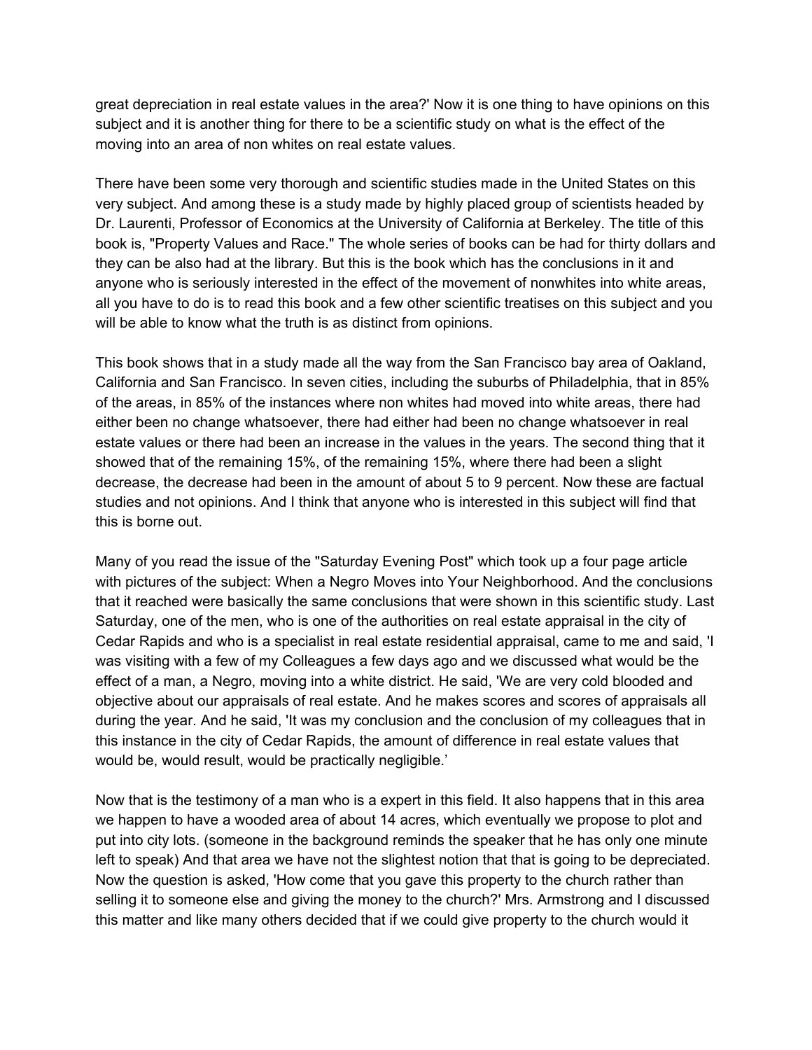great depreciation in real estate values in the area?' Now it is one thing to have opinions on this subject and it is another thing for there to be a scientific study on what is the effect of the moving into an area of non whites on real estate values.

There have been some very thorough and scientific studies made in the United States on this very subject. And among these is a study made by highly placed group of scientists headed by Dr. Laurenti, Professor of Economics at the University of California at Berkeley. The title of this book is, "Property Values and Race." The whole series of books can be had for thirty dollars and they can be also had at the library. But this is the book which has the conclusions in it and anyone who is seriously interested in the effect of the movement of nonwhites into white areas, all you have to do is to read this book and a few other scientific treatises on this subject and you will be able to know what the truth is as distinct from opinions.

This book shows that in a study made all the way from the San Francisco bay area of Oakland, California and San Francisco. In seven cities, including the suburbs of Philadelphia, that in 85% of the areas, in 85% of the instances where non whites had moved into white areas, there had either been no change whatsoever, there had either had been no change whatsoever in real estate values or there had been an increase in the values in the years. The second thing that it showed that of the remaining 15%, of the remaining 15%, where there had been a slight decrease, the decrease had been in the amount of about 5 to 9 percent. Now these are factual studies and not opinions. And I think that anyone who is interested in this subject will find that this is borne out.

Many of you read the issue of the "Saturday Evening Post" which took up a four page article with pictures of the subject: When a Negro Moves into Your Neighborhood. And the conclusions that it reached were basically the same conclusions that were shown in this scientific study. Last Saturday, one of the men, who is one of the authorities on real estate appraisal in the city of Cedar Rapids and who is a specialist in real estate residential appraisal, came to me and said, 'I was visiting with a few of my Colleagues a few days ago and we discussed what would be the effect of a man, a Negro, moving into a white district. He said, 'We are very cold blooded and objective about our appraisals of real estate. And he makes scores and scores of appraisals all during the year. And he said, 'It was my conclusion and the conclusion of my colleagues that in this instance in the city of Cedar Rapids, the amount of difference in real estate values that would be, would result, would be practically negligible.'

Now that is the testimony of a man who is a expert in this field. It also happens that in this area we happen to have a wooded area of about 14 acres, which eventually we propose to plot and put into city lots. (someone in the background reminds the speaker that he has only one minute left to speak) And that area we have not the slightest notion that that is going to be depreciated. Now the question is asked, 'How come that you gave this property to the church rather than selling it to someone else and giving the money to the church?' Mrs. Armstrong and I discussed this matter and like many others decided that if we could give property to the church would it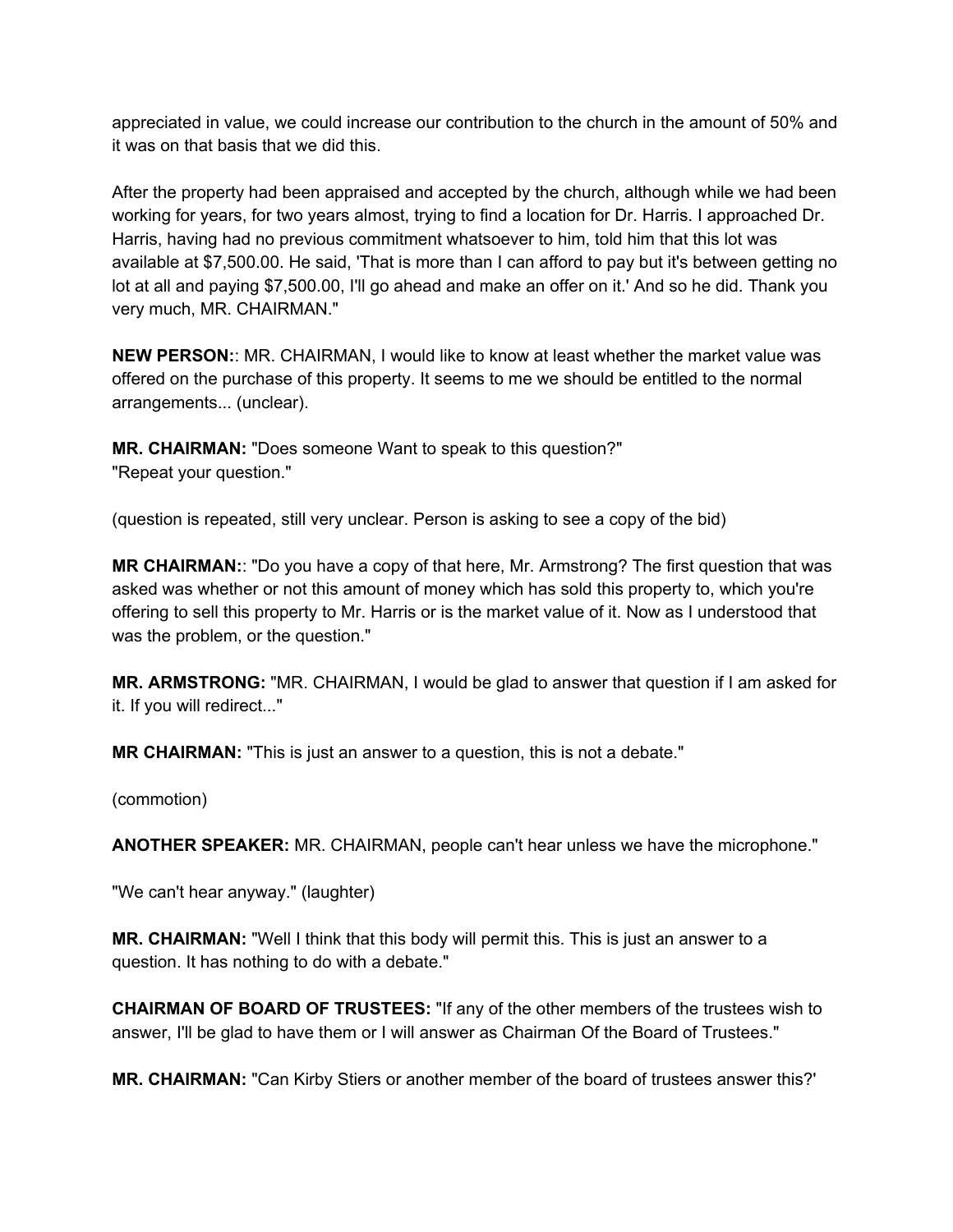appreciated in value, we could increase our contribution to the church in the amount of 50% and it was on that basis that we did this.

After the property had been appraised and accepted by the church, although while we had been working for years, for two years almost, trying to find a location for Dr. Harris. I approached Dr. Harris, having had no previous commitment whatsoever to him, told him that this lot was available at $7,500.00. He said, 'That is more than I can afford to pay but it's between getting no lot at all and paying $7,500.00, I'll go ahead and make an offer on it.' And so he did. Thank you very much, MR. CHAIRMAN."

**NEW PERSON:**: MR. CHAIRMAN, I would like to know at least whether the market value was offered on the purchase of this property. It seems to me we should be entitled to the normal arrangements... (unclear).

**MR. CHAIRMAN:** "Does someone Want to speak to this question?"
"Repeat your question."

(question is repeated, still very unclear. Person is asking to see a copy of the bid)

**MR CHAIRMAN:**: "Do you have a copy of that here, Mr. Armstrong? The first question that was asked was whether or not this amount of money which has sold this property to, which you're offering to sell this property to Mr. Harris or is the market value of it. Now as I understood that was the problem, or the question."

**MR. ARMSTRONG:** "MR. CHAIRMAN, I would be glad to answer that question if I am asked for it. If you will redirect..."

**MR CHAIRMAN:** "This is just an answer to a question, this is not a debate."

(commotion)

**ANOTHER SPEAKER:** MR. CHAIRMAN, people can't hear unless we have the microphone."

"We can't hear anyway." (laughter)

**MR. CHAIRMAN:** "Well I think that this body will permit this. This is just an answer to a question. It has nothing to do with a debate."

**CHAIRMAN OF BOARD OF TRUSTEES:** "If any of the other members of the trustees wish to answer, I'll be glad to have them or I will answer as Chairman Of the Board of Trustees."

**MR. CHAIRMAN:** "Can Kirby Stiers or another member of the board of trustees answer this?'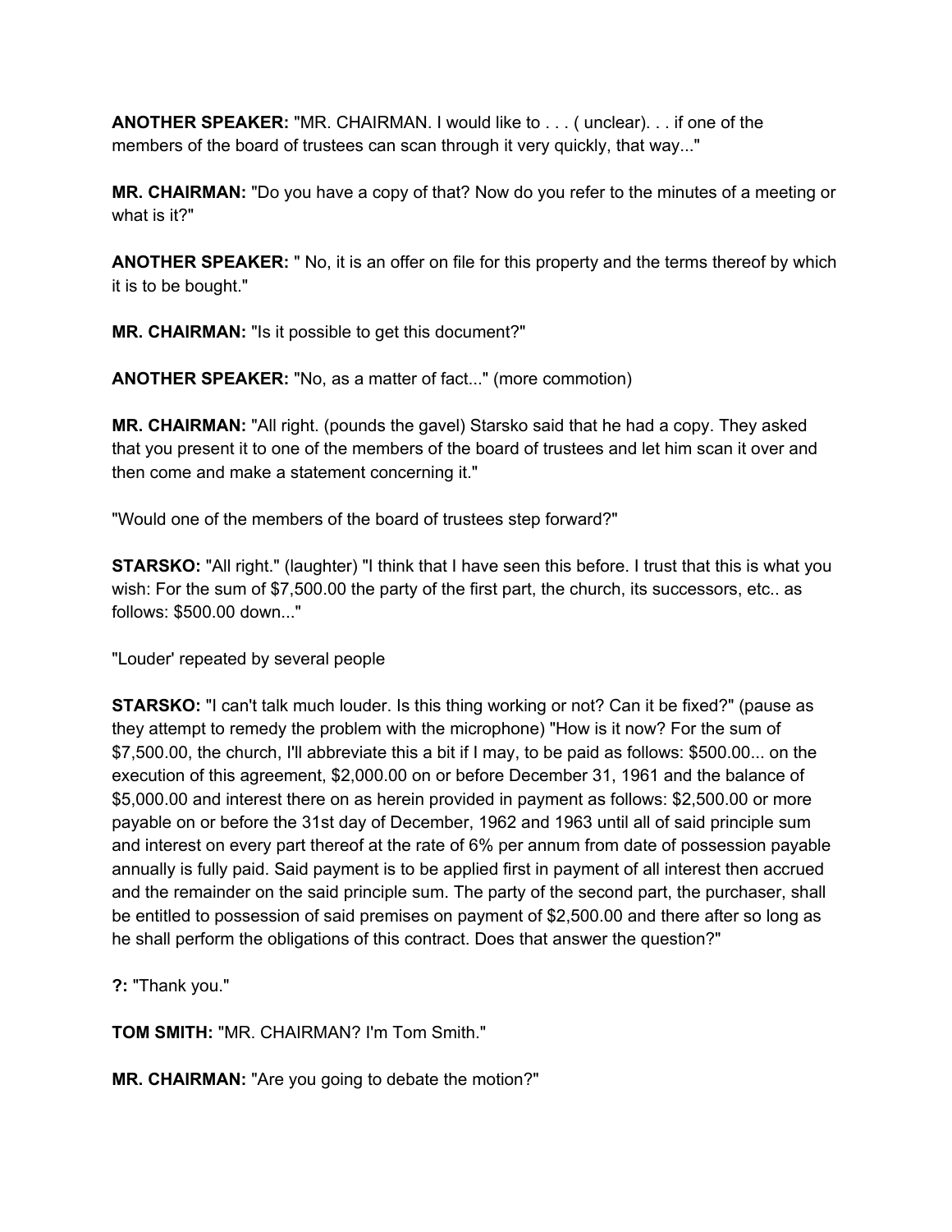**ANOTHER SPEAKER:** "MR. CHAIRMAN. I would like to . . . ( unclear). . . if one of the members of the board of trustees can scan through it very quickly, that way..."

**MR. CHAIRMAN:** "Do you have a copy of that? Now do you refer to the minutes of a meeting or what is it?"

**ANOTHER SPEAKER:** " No, it is an offer on file for this property and the terms thereof by which it is to be bought."

**MR. CHAIRMAN:** "Is it possible to get this document?"

**ANOTHER SPEAKER:** "No, as a matter of fact..." (more commotion)

**MR. CHAIRMAN:** "All right. (pounds the gavel) Starsko said that he had a copy. They asked that you present it to one of the members of the board of trustees and let him scan it over and then come and make a statement concerning it."

"Would one of the members of the board of trustees step forward?"

**STARSKO:** "All right." (laughter) "I think that I have seen this before. I trust that this is what you wish: For the sum of $7,500.00 the party of the first part, the church, its successors, etc.. as follows: $500.00 down..."

"Louder' repeated by several people

**STARSKO:** "I can't talk much louder. Is this thing working or not? Can it be fixed?" (pause as they attempt to remedy the problem with the microphone) "How is it now? For the sum of $7,500.00, the church, I'll abbreviate this a bit if I may, to be paid as follows: $500.00... on the execution of this agreement, $2,000.00 on or before December 31, 1961 and the balance of $5,000.00 and interest there on as herein provided in payment as follows: $2,500.00 or more payable on or before the 31st day of December, 1962 and 1963 until all of said principle sum and interest on every part thereof at the rate of 6% per annum from date of possession payable annually is fully paid. Said payment is to be applied first in payment of all interest then accrued and the remainder on the said principle sum. The party of the second part, the purchaser, shall be entitled to possession of said premises on payment of $2,500.00 and there after so long as he shall perform the obligations of this contract. Does that answer the question?"

**?:** "Thank you."

**TOM SMITH:** "MR. CHAIRMAN? I'm Tom Smith."

**MR. CHAIRMAN:** "Are you going to debate the motion?"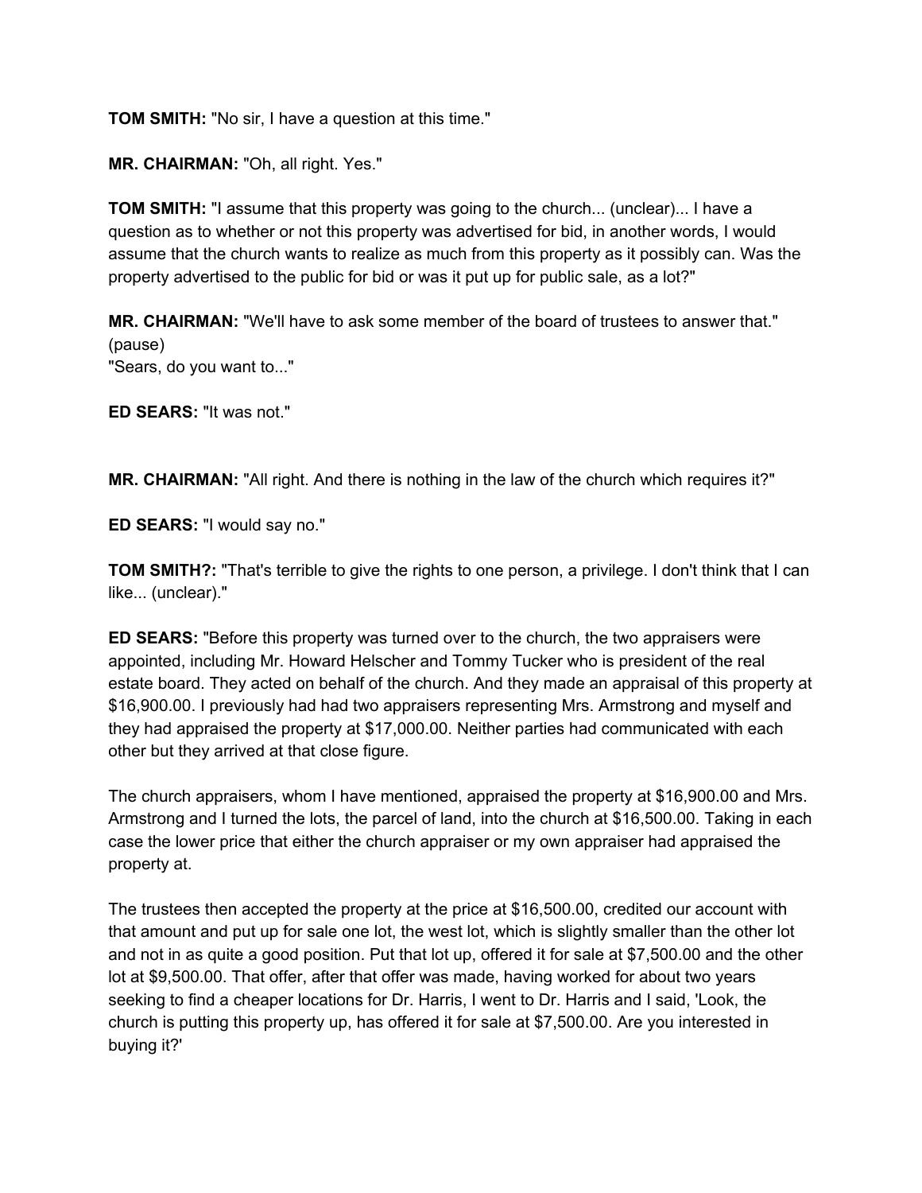**TOM SMITH:** "No sir, I have a question at this time."

**MR. CHAIRMAN:** "Oh, all right. Yes."

**TOM SMITH:** "I assume that this property was going to the church... (unclear)... I have a question as to whether or not this property was advertised for bid, in another words, I would assume that the church wants to realize as much from this property as it possibly can. Was the property advertised to the public for bid or was it put up for public sale, as a lot?"

**MR. CHAIRMAN:** "We'll have to ask some member of the board of trustees to answer that." (pause)
"Sears, do you want to..."

**ED SEARS:** "It was not."

**MR. CHAIRMAN:** "All right. And there is nothing in the law of the church which requires it?"

**ED SEARS:** "I would say no."

**TOM SMITH?:** "That's terrible to give the rights to one person, a privilege. I don't think that I can like... (unclear)."

**ED SEARS:** "Before this property was turned over to the church, the two appraisers were appointed, including Mr. Howard Helscher and Tommy Tucker who is president of the real estate board. They acted on behalf of the church. And they made an appraisal of this property at $16,900.00. I previously had had two appraisers representing Mrs. Armstrong and myself and they had appraised the property at $17,000.00. Neither parties had communicated with each other but they arrived at that close figure.

The church appraisers, whom I have mentioned, appraised the property at $16,900.00 and Mrs. Armstrong and I turned the lots, the parcel of land, into the church at $16,500.00. Taking in each case the lower price that either the church appraiser or my own appraiser had appraised the property at.

The trustees then accepted the property at the price at $16,500.00, credited our account with that amount and put up for sale one lot, the west lot, which is slightly smaller than the other lot and not in as quite a good position. Put that lot up, offered it for sale at $7,500.00 and the other lot at $9,500.00. That offer, after that offer was made, having worked for about two years seeking to find a cheaper locations for Dr. Harris, I went to Dr. Harris and I said, 'Look, the church is putting this property up, has offered it for sale at $7,500.00. Are you interested in buying it?'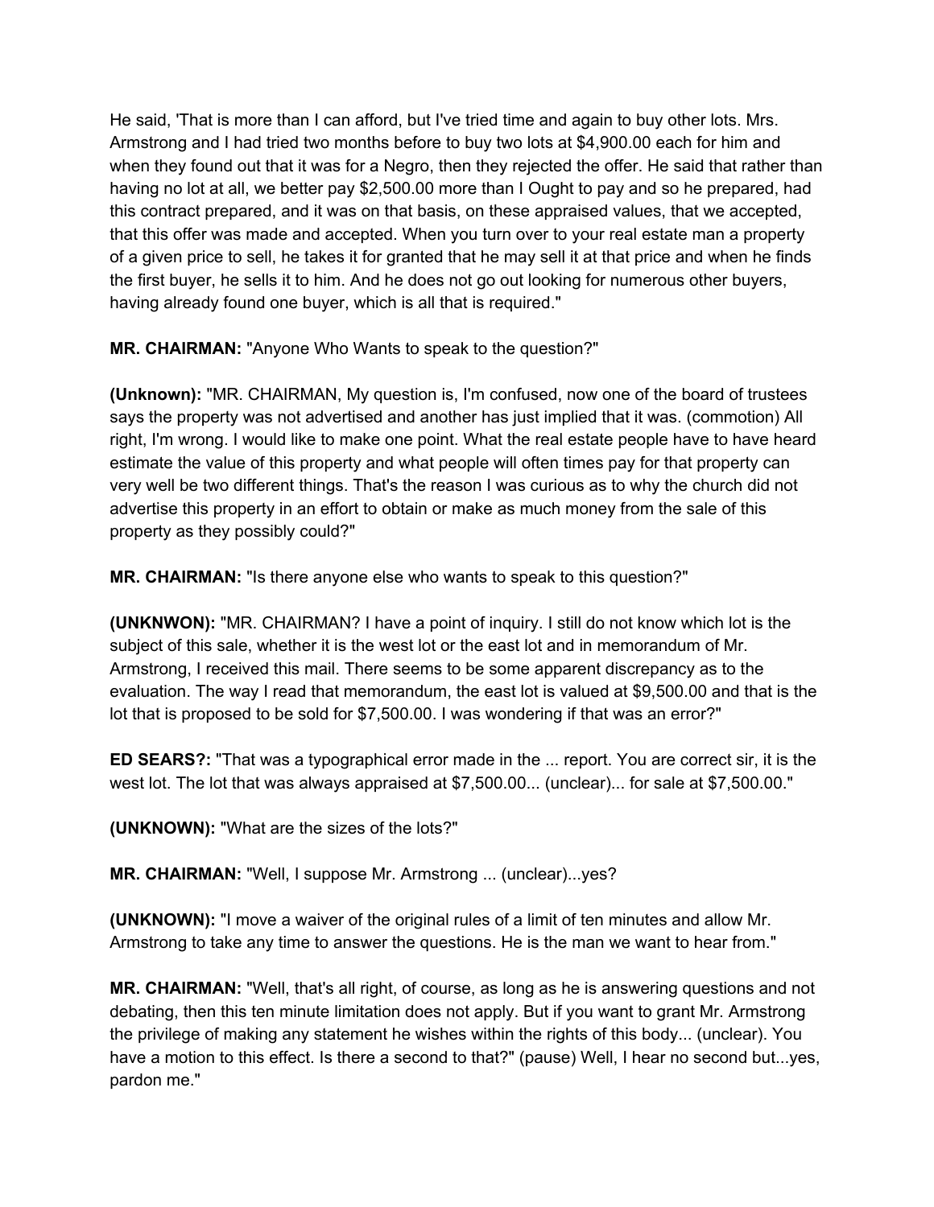He said, 'That is more than I can afford, but I've tried time and again to buy other lots. Mrs. Armstrong and I had tried two months before to buy two lots at $4,900.00 each for him and when they found out that it was for a Negro, then they rejected the offer. He said that rather than having no lot at all, we better pay $2,500.00 more than I Ought to pay and so he prepared, had this contract prepared, and it was on that basis, on these appraised values, that we accepted, that this offer was made and accepted. When you turn over to your real estate man a property of a given price to sell, he takes it for granted that he may sell it at that price and when he finds the first buyer, he sells it to him. And he does not go out looking for numerous other buyers, having already found one buyer, which is all that is required."

**MR. CHAIRMAN:** "Anyone Who Wants to speak to the question?"

**(Unknown):** "MR. CHAIRMAN, My question is, I'm confused, now one of the board of trustees says the property was not advertised and another has just implied that it was. (commotion) All right, I'm wrong. I would like to make one point. What the real estate people have to have heard estimate the value of this property and what people will often times pay for that property can very well be two different things. That's the reason I was curious as to why the church did not advertise this property in an effort to obtain or make as much money from the sale of this property as they possibly could?"

**MR. CHAIRMAN:** "Is there anyone else who wants to speak to this question?"

**(UNKNWON):** "MR. CHAIRMAN? I have a point of inquiry. I still do not know which lot is the subject of this sale, whether it is the west lot or the east lot and in memorandum of Mr. Armstrong, I received this mail. There seems to be some apparent discrepancy as to the evaluation. The way I read that memorandum, the east lot is valued at $9,500.00 and that is the lot that is proposed to be sold for $7,500.00. I was wondering if that was an error?"

**ED SEARS?:** "That was a typographical error made in the ... report. You are correct sir, it is the west lot. The lot that was always appraised at $7,500.00... (unclear)... for sale at $7,500.00."

**(UNKNOWN):** "What are the sizes of the lots?"

**MR. CHAIRMAN:** "Well, I suppose Mr. Armstrong ... (unclear)...yes?

**(UNKNOWN):** "I move a waiver of the original rules of a limit of ten minutes and allow Mr. Armstrong to take any time to answer the questions. He is the man we want to hear from."

**MR. CHAIRMAN:** "Well, that's all right, of course, as long as he is answering questions and not debating, then this ten minute limitation does not apply. But if you want to grant Mr. Armstrong the privilege of making any statement he wishes within the rights of this body... (unclear). You have a motion to this effect. Is there a second to that?" (pause) Well, I hear no second but...yes, pardon me."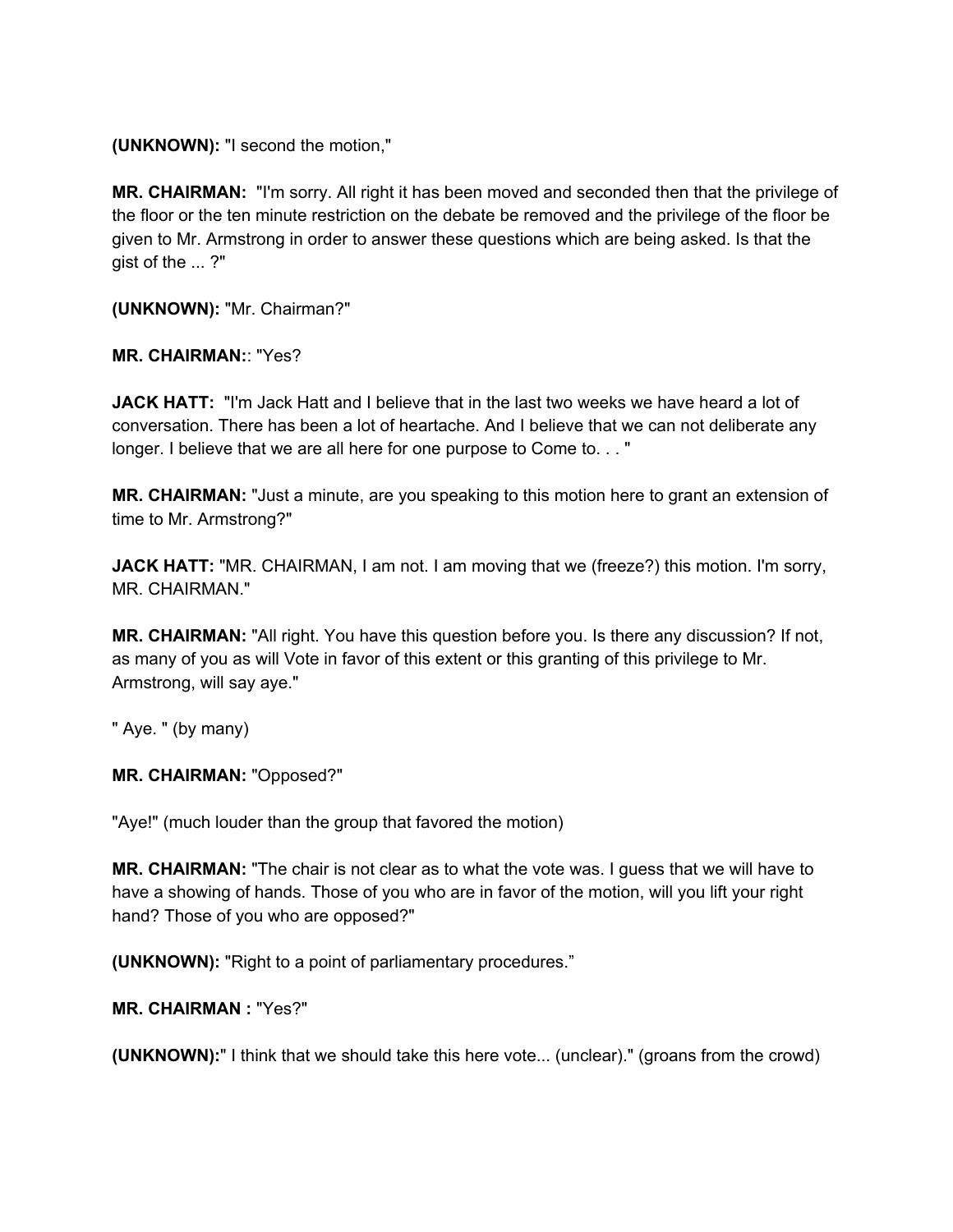**(UNKNOWN):** "I second the motion,"

**MR. CHAIRMAN:** "I'm sorry. All right it has been moved and seconded then that the privilege of the floor or the ten minute restriction on the debate be removed and the privilege of the floor be given to Mr. Armstrong in order to answer these questions which are being asked. Is that the gist of the ... ?"

**(UNKNOWN):** "Mr. Chairman?"

**MR. CHAIRMAN:**: "Yes?

**JACK HATT:** "I'm Jack Hatt and I believe that in the last two weeks we have heard a lot of conversation. There has been a lot of heartache. And I believe that we can not deliberate any longer. I believe that we are all here for one purpose to Come to. . . "

**MR. CHAIRMAN:** "Just a minute, are you speaking to this motion here to grant an extension of time to Mr. Armstrong?"

**JACK HATT:** "MR. CHAIRMAN, I am not. I am moving that we (freeze?) this motion. I'm sorry, MR. CHAIRMAN."

**MR. CHAIRMAN:** "All right. You have this question before you. Is there any discussion? If not, as many of you as will Vote in favor of this extent or this granting of this privilege to Mr. Armstrong, will say aye."

" Aye. " (by many)

**MR. CHAIRMAN:** "Opposed?"

"Aye!" (much louder than the group that favored the motion)

**MR. CHAIRMAN:** "The chair is not clear as to what the vote was. I guess that we will have to have a showing of hands. Those of you who are in favor of the motion, will you lift your right hand? Those of you who are opposed?"

**(UNKNOWN):** "Right to a point of parliamentary procedures."

**MR. CHAIRMAN :** "Yes?"

**(UNKNOWN):**" I think that we should take this here vote... (unclear)." (groans from the crowd)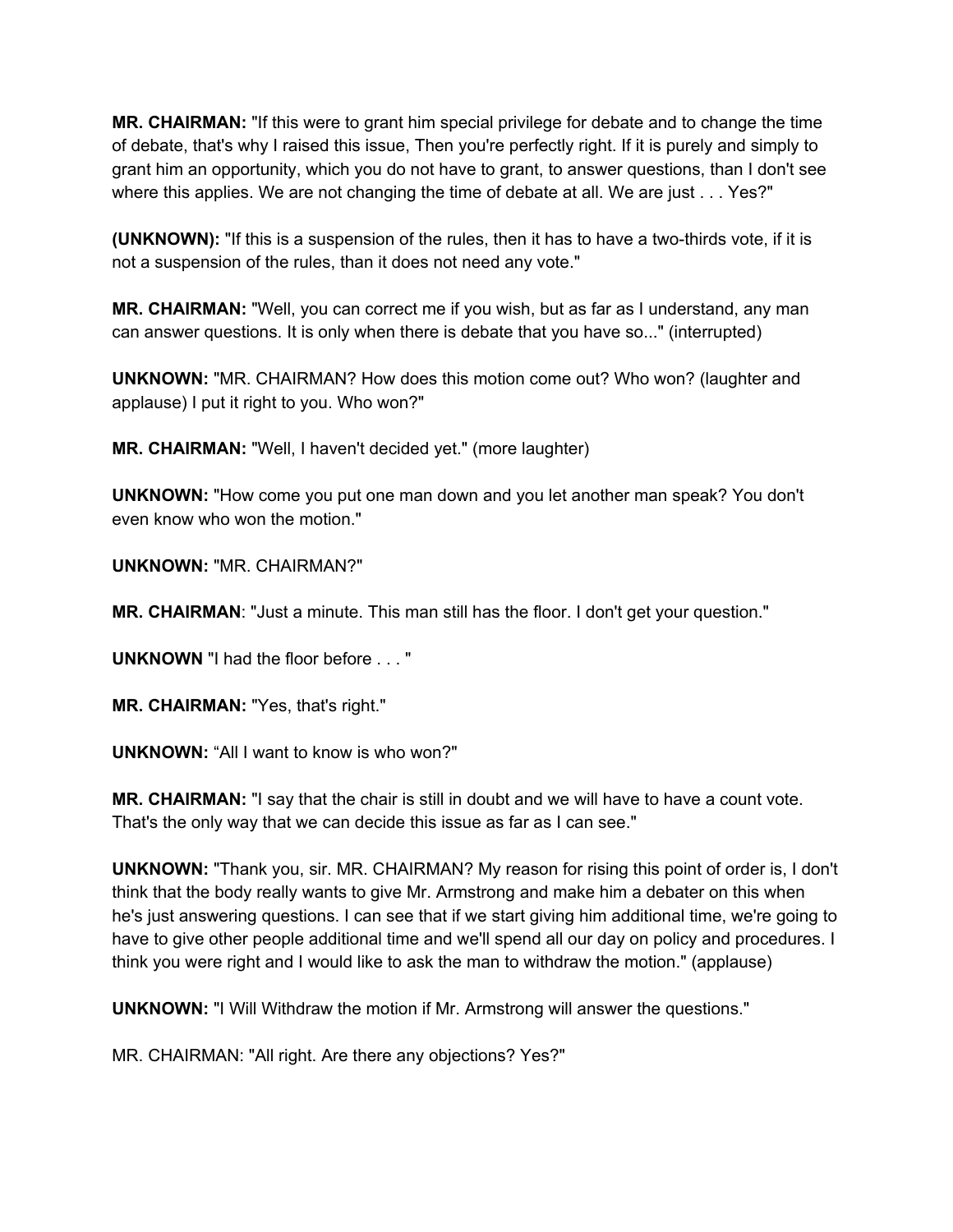**MR. CHAIRMAN:** "If this were to grant him special privilege for debate and to change the time of debate, that's why I raised this issue, Then you're perfectly right. If it is purely and simply to grant him an opportunity, which you do not have to grant, to answer questions, than I don't see where this applies. We are not changing the time of debate at all. We are just . . . Yes?"

**(UNKNOWN):** "If this is a suspension of the rules, then it has to have a two-thirds vote, if it is not a suspension of the rules, than it does not need any vote."

**MR. CHAIRMAN:** "Well, you can correct me if you wish, but as far as I understand, any man can answer questions. It is only when there is debate that you have so..." (interrupted)

**UNKNOWN:** "MR. CHAIRMAN? How does this motion come out? Who won? (laughter and applause) I put it right to you. Who won?"

**MR. CHAIRMAN:** "Well, I haven't decided yet." (more laughter)

**UNKNOWN:** "How come you put one man down and you let another man speak? You don't even know who won the motion."

**UNKNOWN:** "MR. CHAIRMAN?"

**MR. CHAIRMAN**: "Just a minute. This man still has the floor. I don't get your question."

**UNKNOWN** "I had the floor before . . . "

**MR. CHAIRMAN:** "Yes, that's right."

**UNKNOWN:** "All I want to know is who won?"

**MR. CHAIRMAN:** "I say that the chair is still in doubt and we will have to have a count vote. That's the only way that we can decide this issue as far as I can see."

**UNKNOWN:** "Thank you, sir. MR. CHAIRMAN? My reason for rising this point of order is, I don't think that the body really wants to give Mr. Armstrong and make him a debater on this when he's just answering questions. I can see that if we start giving him additional time, we're going to have to give other people additional time and we'll spend all our day on policy and procedures. I think you were right and I would like to ask the man to withdraw the motion." (applause)

**UNKNOWN:** "I Will Withdraw the motion if Mr. Armstrong will answer the questions."

MR. CHAIRMAN: "All right. Are there any objections? Yes?"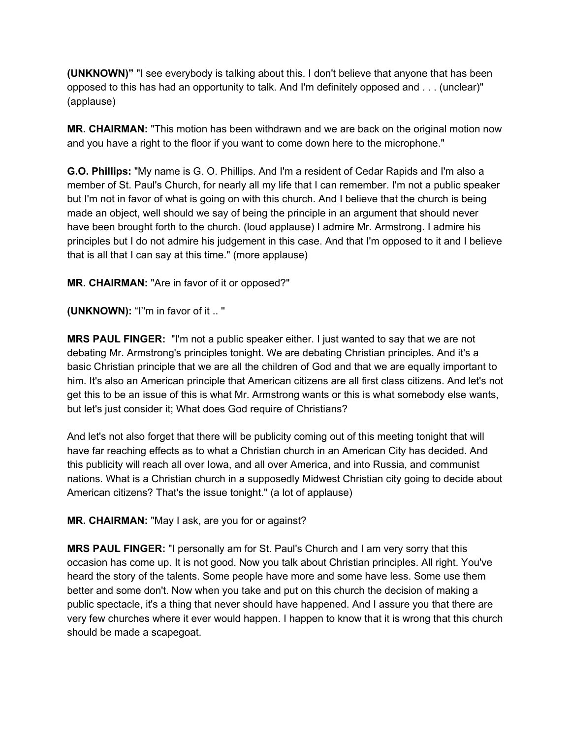**(UNKNOWN)”** "I see everybody is talking about this. I don't believe that anyone that has been opposed to this has had an opportunity to talk. And I'm definitely opposed and . . . (unclear)" (applause)

**MR. CHAIRMAN:** "This motion has been withdrawn and we are back on the original motion now and you have a right to the floor if you want to come down here to the microphone."

**G.O. Phillips:** "My name is G. O. Phillips. And I'm a resident of Cedar Rapids and I'm also a member of St. Paul's Church, for nearly all my life that I can remember. I'm not a public speaker but I'm not in favor of what is going on with this church. And I believe that the church is being made an object, well should we say of being the principle in an argument that should never have been brought forth to the church. (loud applause) I admire Mr. Armstrong. I admire his principles but I do not admire his judgement in this case. And that I'm opposed to it and I believe that is all that I can say at this time." (more applause)

**MR. CHAIRMAN:** "Are in favor of it or opposed?"

**(UNKNOWN):** “I’'m in favor of it .. "

**MRS PAUL FINGER:** "I'm not a public speaker either. I just wanted to say that we are not debating Mr. Armstrong's principles tonight. We are debating Christian principles. And it's a basic Christian principle that we are all the children of God and that we are equally important to him. It's also an American principle that American citizens are all first class citizens. And let's not get this to be an issue of this is what Mr. Armstrong wants or this is what somebody else wants, but let's just consider it; What does God require of Christians?

And let's not also forget that there will be publicity coming out of this meeting tonight that will have far reaching effects as to what a Christian church in an American City has decided. And this publicity will reach all over Iowa, and all over America, and into Russia, and communist nations. What is a Christian church in a supposedly Midwest Christian city going to decide about American citizens? That's the issue tonight." (a lot of applause)

**MR. CHAIRMAN:** "May I ask, are you for or against?

**MRS PAUL FINGER:** "I personally am for St. Paul's Church and I am very sorry that this occasion has come up. It is not good. Now you talk about Christian principles. All right. You've heard the story of the talents. Some people have more and some have less. Some use them better and some don't. Now when you take and put on this church the decision of making a public spectacle, it's a thing that never should have happened. And I assure you that there are very few churches where it ever would happen. I happen to know that it is wrong that this church should be made a scapegoat.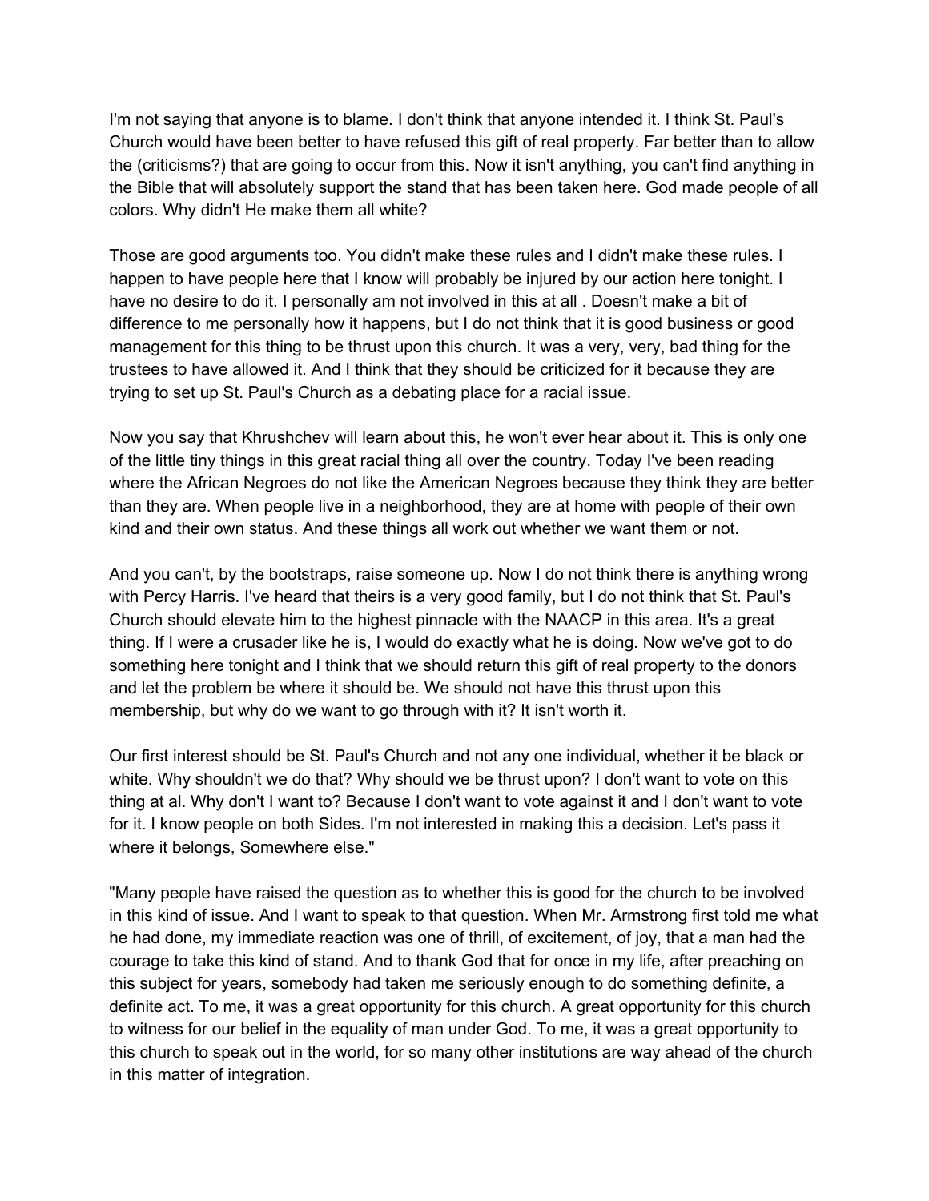I'm not saying that anyone is to blame. I don't think that anyone intended it. I think St. Paul's Church would have been better to have refused this gift of real property. Far better than to allow the (criticisms?) that are going to occur from this. Now it isn't anything, you can't find anything in the Bible that will absolutely support the stand that has been taken here. God made people of all colors. Why didn't He make them all white?

Those are good arguments too. You didn't make these rules and I didn't make these rules. I happen to have people here that I know will probably be injured by our action here tonight. I have no desire to do it. I personally am not involved in this at all . Doesn't make a bit of difference to me personally how it happens, but I do not think that it is good business or good management for this thing to be thrust upon this church. It was a very, very, bad thing for the trustees to have allowed it. And I think that they should be criticized for it because they are trying to set up St. Paul's Church as a debating place for a racial issue.

Now you say that Khrushchev will learn about this, he won't ever hear about it. This is only one of the little tiny things in this great racial thing all over the country. Today I've been reading where the African Negroes do not like the American Negroes because they think they are better than they are. When people live in a neighborhood, they are at home with people of their own kind and their own status. And these things all work out whether we want them or not.

And you can't, by the bootstraps, raise someone up. Now I do not think there is anything wrong with Percy Harris. I've heard that theirs is a very good family, but I do not think that St. Paul's Church should elevate him to the highest pinnacle with the NAACP in this area. It's a great thing. If I were a crusader like he is, I would do exactly what he is doing. Now we've got to do something here tonight and I think that we should return this gift of real property to the donors and let the problem be where it should be. We should not have this thrust upon this membership, but why do we want to go through with it? It isn't worth it.

Our first interest should be St. Paul's Church and not any one individual, whether it be black or white. Why shouldn't we do that? Why should we be thrust upon? I don't want to vote on this thing at al. Why don't I want to? Because I don't want to vote against it and I don't want to vote for it. I know people on both Sides. I'm not interested in making this a decision. Let's pass it where it belongs, Somewhere else."

"Many people have raised the question as to whether this is good for the church to be involved in this kind of issue. And I want to speak to that question. When Mr. Armstrong first told me what he had done, my immediate reaction was one of thrill, of excitement, of joy, that a man had the courage to take this kind of stand. And to thank God that for once in my life, after preaching on this subject for years, somebody had taken me seriously enough to do something definite, a definite act. To me, it was a great opportunity for this church. A great opportunity for this church to witness for our belief in the equality of man under God. To me, it was a great opportunity to this church to speak out in the world, for so many other institutions are way ahead of the church in this matter of integration.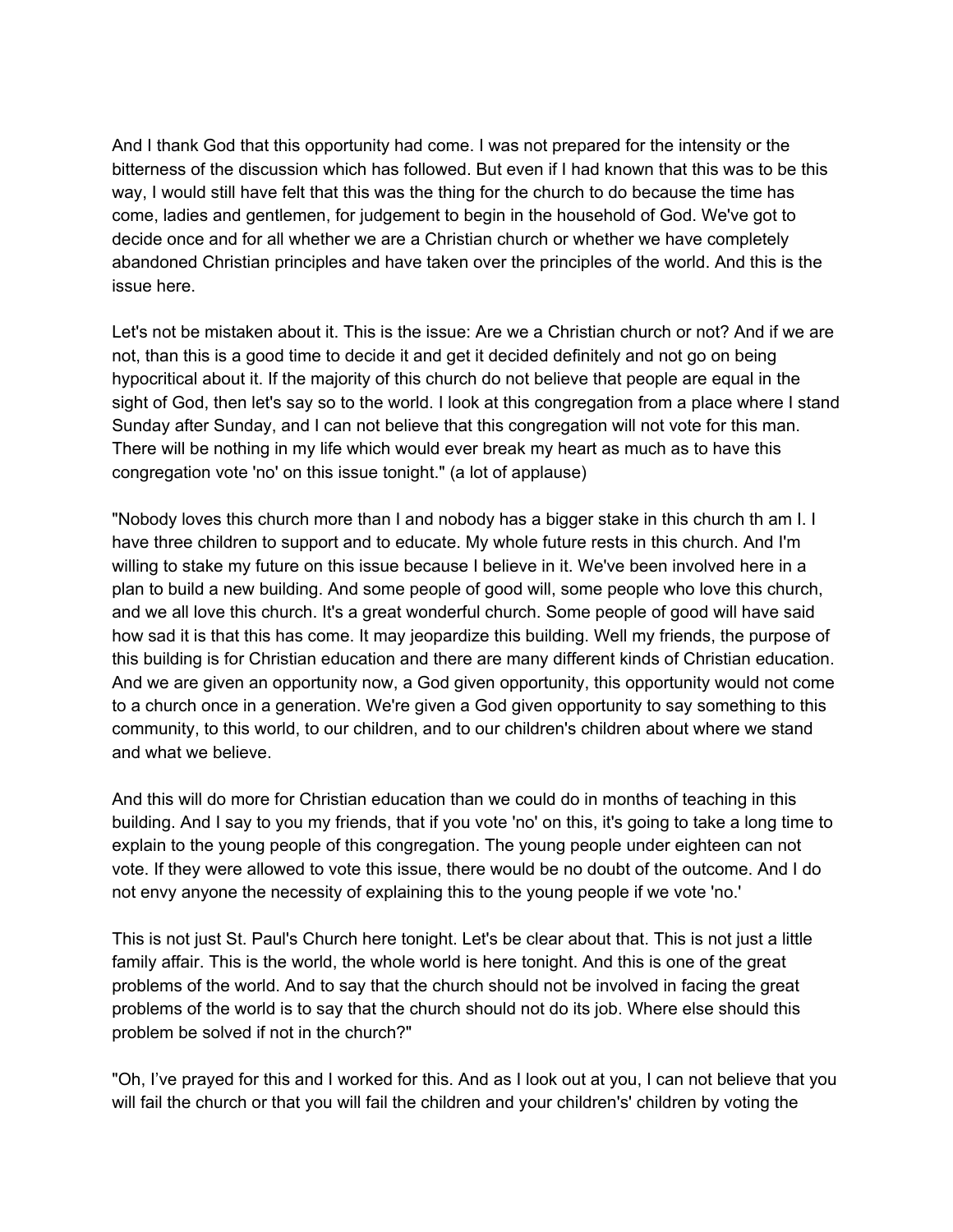And I thank God that this opportunity had come. I was not prepared for the intensity or the bitterness of the discussion which has followed. But even if I had known that this was to be this way, I would still have felt that this was the thing for the church to do because the time has come, ladies and gentlemen, for judgement to begin in the household of God. We've got to decide once and for all whether we are a Christian church or whether we have completely abandoned Christian principles and have taken over the principles of the world. And this is the issue here.

Let's not be mistaken about it. This is the issue: Are we a Christian church or not? And if we are not, than this is a good time to decide it and get it decided definitely and not go on being hypocritical about it. If the majority of this church do not believe that people are equal in the sight of God, then let's say so to the world. I look at this congregation from a place where I stand Sunday after Sunday, and I can not believe that this congregation will not vote for this man. There will be nothing in my life which would ever break my heart as much as to have this congregation vote 'no' on this issue tonight." (a lot of applause)

"Nobody loves this church more than I and nobody has a bigger stake in this church th am I. I have three children to support and to educate. My whole future rests in this church. And I'm willing to stake my future on this issue because I believe in it. We've been involved here in a plan to build a new building. And some people of good will, some people who love this church, and we all love this church. It's a great wonderful church. Some people of good will have said how sad it is that this has come. It may jeopardize this building. Well my friends, the purpose of this building is for Christian education and there are many different kinds of Christian education. And we are given an opportunity now, a God given opportunity, this opportunity would not come to a church once in a generation. We're given a God given opportunity to say something to this community, to this world, to our children, and to our children's children about where we stand and what we believe.

And this will do more for Christian education than we could do in months of teaching in this building. And I say to you my friends, that if you vote 'no' on this, it's going to take a long time to explain to the young people of this congregation. The young people under eighteen can not vote. If they were allowed to vote this issue, there would be no doubt of the outcome. And I do not envy anyone the necessity of explaining this to the young people if we vote 'no.'

This is not just St. Paul's Church here tonight. Let's be clear about that. This is not just a little family affair. This is the world, the whole world is here tonight. And this is one of the great problems of the world. And to say that the church should not be involved in facing the great problems of the world is to say that the church should not do its job. Where else should this problem be solved if not in the church?"

"Oh, I've prayed for this and I worked for this. And as I look out at you, I can not believe that you will fail the church or that you will fail the children and your children's' children by voting the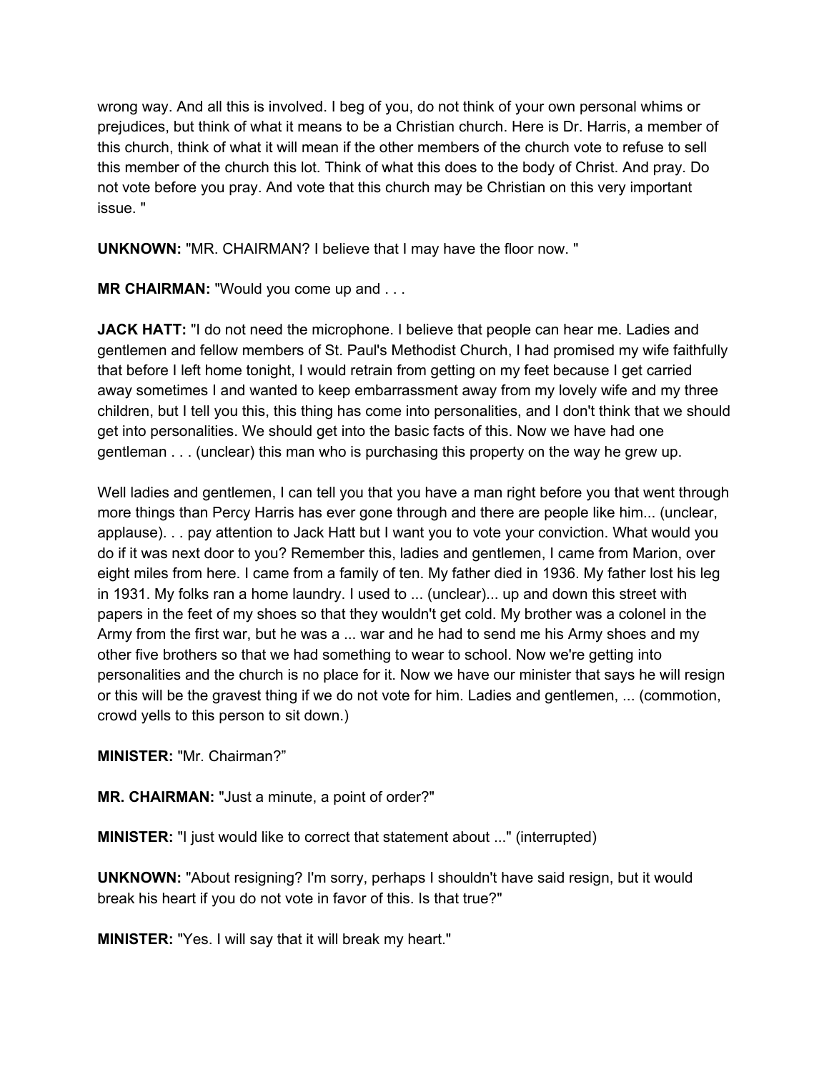wrong way. And all this is involved. I beg of you, do not think of your own personal whims or prejudices, but think of what it means to be a Christian church. Here is Dr. Harris, a member of this church, think of what it will mean if the other members of the church vote to refuse to sell this member of the church this lot. Think of what this does to the body of Christ. And pray. Do not vote before you pray. And vote that this church may be Christian on this very important issue. "

**UNKNOWN:** "MR. CHAIRMAN? I believe that I may have the floor now. "

**MR CHAIRMAN:** "Would you come up and . . .

**JACK HATT:** "I do not need the microphone. I believe that people can hear me. Ladies and gentlemen and fellow members of St. Paul's Methodist Church, I had promised my wife faithfully that before I left home tonight, I would retrain from getting on my feet because I get carried away sometimes I and wanted to keep embarrassment away from my lovely wife and my three children, but I tell you this, this thing has come into personalities, and I don't think that we should get into personalities. We should get into the basic facts of this. Now we have had one gentleman . . . (unclear) this man who is purchasing this property on the way he grew up.

Well ladies and gentlemen, I can tell you that you have a man right before you that went through more things than Percy Harris has ever gone through and there are people like him... (unclear, applause). . . pay attention to Jack Hatt but I want you to vote your conviction. What would you do if it was next door to you? Remember this, ladies and gentlemen, I came from Marion, over eight miles from here. I came from a family of ten. My father died in 1936. My father lost his leg in 1931. My folks ran a home laundry. I used to ... (unclear)... up and down this street with papers in the feet of my shoes so that they wouldn't get cold. My brother was a colonel in the Army from the first war, but he was a ... war and he had to send me his Army shoes and my other five brothers so that we had something to wear to school. Now we're getting into personalities and the church is no place for it. Now we have our minister that says he will resign or this will be the gravest thing if we do not vote for him. Ladies and gentlemen, ... (commotion, crowd yells to this person to sit down.)

**MINISTER:** "Mr. Chairman?"

**MR. CHAIRMAN:** "Just a minute, a point of order?"

**MINISTER:** "I just would like to correct that statement about ..." (interrupted)

**UNKNOWN:** "About resigning? I'm sorry, perhaps I shouldn't have said resign, but it would break his heart if you do not vote in favor of this. Is that true?"

**MINISTER:** "Yes. I will say that it will break my heart."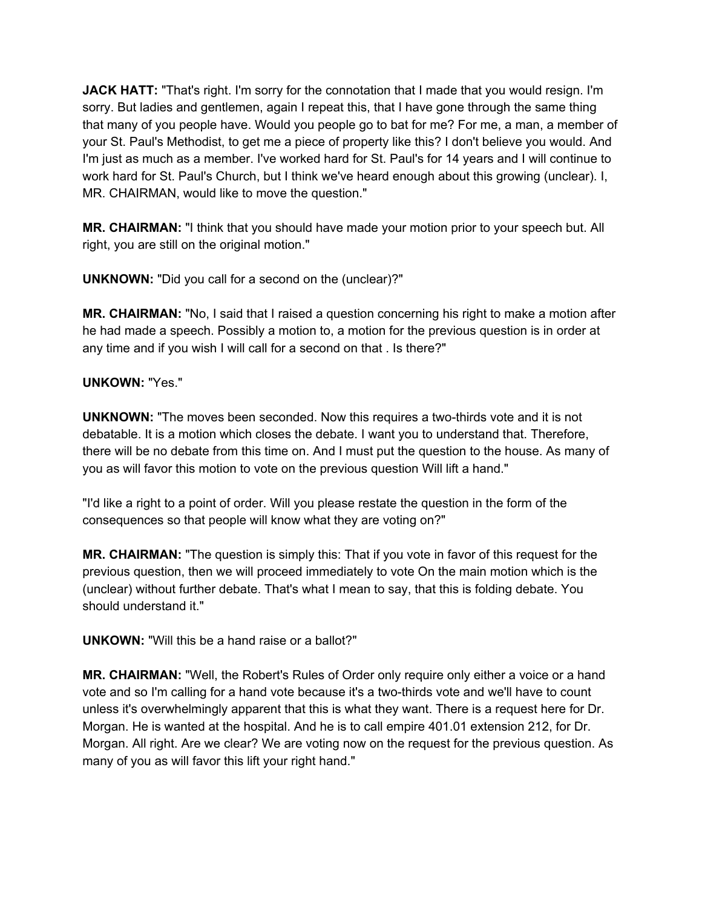**JACK HATT:** "That's right. I'm sorry for the connotation that I made that you would resign. I'm sorry. But ladies and gentlemen, again I repeat this, that I have gone through the same thing that many of you people have. Would you people go to bat for me? For me, a man, a member of your St. Paul's Methodist, to get me a piece of property like this? I don't believe you would. And I'm just as much as a member. I've worked hard for St. Paul's for 14 years and I will continue to work hard for St. Paul's Church, but I think we've heard enough about this growing (unclear). I, MR. CHAIRMAN, would like to move the question."

**MR. CHAIRMAN:** "I think that you should have made your motion prior to your speech but. All right, you are still on the original motion."

**UNKNOWN:** "Did you call for a second on the (unclear)?"

**MR. CHAIRMAN:** "No, I said that I raised a question concerning his right to make a motion after he had made a speech. Possibly a motion to, a motion for the previous question is in order at any time and if you wish I will call for a second on that . Is there?"

**UNKOWN:** "Yes."

**UNKNOWN:** "The moves been seconded. Now this requires a two-thirds vote and it is not debatable. It is a motion which closes the debate. I want you to understand that. Therefore, there will be no debate from this time on. And I must put the question to the house. As many of you as will favor this motion to vote on the previous question Will lift a hand."

"I'd like a right to a point of order. Will you please restate the question in the form of the consequences so that people will know what they are voting on?"

**MR. CHAIRMAN:** "The question is simply this: That if you vote in favor of this request for the previous question, then we will proceed immediately to vote On the main motion which is the (unclear) without further debate. That's what I mean to say, that this is folding debate. You should understand it."

**UNKOWN:** "Will this be a hand raise or a ballot?"

**MR. CHAIRMAN:** "Well, the Robert's Rules of Order only require only either a voice or a hand vote and so I'm calling for a hand vote because it's a two-thirds vote and we'll have to count unless it's overwhelmingly apparent that this is what they want. There is a request here for Dr. Morgan. He is wanted at the hospital. And he is to call empire 401.01 extension 212, for Dr. Morgan. All right. Are we clear? We are voting now on the request for the previous question. As many of you as will favor this lift your right hand."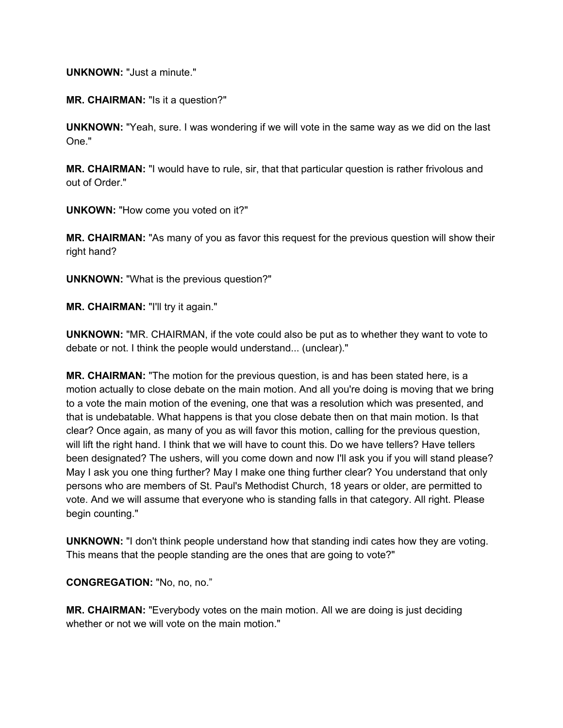**UNKNOWN:** "Just a minute."

**MR. CHAIRMAN:** "Is it a question?"

**UNKNOWN:** "Yeah, sure. I was wondering if we will vote in the same way as we did on the last One."

**MR. CHAIRMAN:** "I would have to rule, sir, that that particular question is rather frivolous and out of Order."

**UNKOWN:** "How come you voted on it?"

**MR. CHAIRMAN:** "As many of you as favor this request for the previous question will show their right hand?

**UNKNOWN:** "What is the previous question?"

**MR. CHAIRMAN:** "I'll try it again."

**UNKNOWN:** "MR. CHAIRMAN, if the vote could also be put as to whether they want to vote to debate or not. I think the people would understand... (unclear)."

**MR. CHAIRMAN:** "The motion for the previous question, is and has been stated here, is a motion actually to close debate on the main motion. And all you're doing is moving that we bring to a vote the main motion of the evening, one that was a resolution which was presented, and that is undebatable. What happens is that you close debate then on that main motion. Is that clear? Once again, as many of you as will favor this motion, calling for the previous question, will lift the right hand. I think that we will have to count this. Do we have tellers? Have tellers been designated? The ushers, will you come down and now I'll ask you if you will stand please? May I ask you one thing further? May I make one thing further clear? You understand that only persons who are members of St. Paul's Methodist Church, 18 years or older, are permitted to vote. And we will assume that everyone who is standing falls in that category. All right. Please begin counting."

**UNKNOWN:** "I don't think people understand how that standing indi cates how they are voting. This means that the people standing are the ones that are going to vote?"

**CONGREGATION:** "No, no, no."

**MR. CHAIRMAN:** "Everybody votes on the main motion. All we are doing is just deciding whether or not we will vote on the main motion."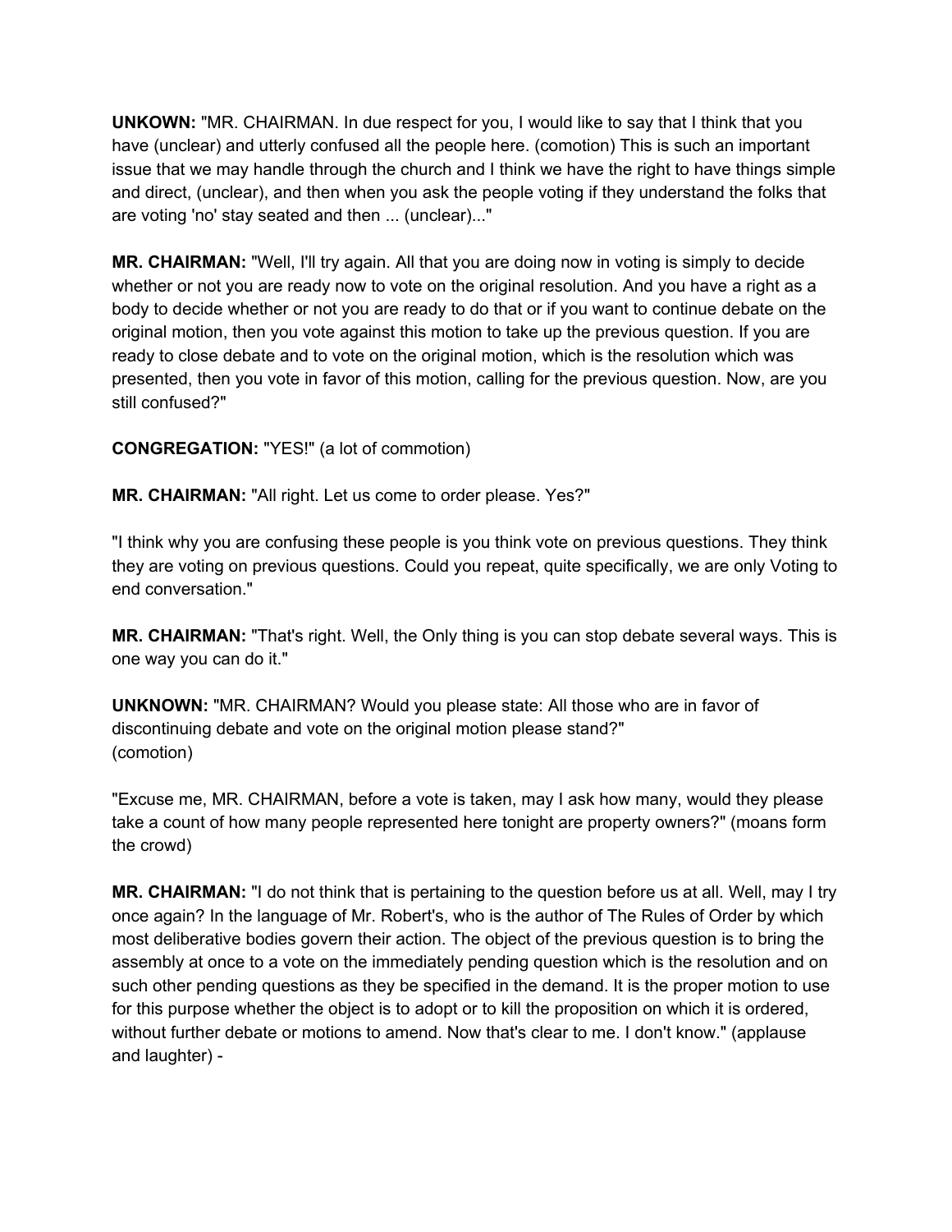**UNKOWN:** "MR. CHAIRMAN. In due respect for you, I would like to say that I think that you have (unclear) and utterly confused all the people here. (comotion) This is such an important issue that we may handle through the church and I think we have the right to have things simple and direct, (unclear), and then when you ask the people voting if they understand the folks that are voting 'no' stay seated and then ... (unclear)..."

**MR. CHAIRMAN:** "Well, I'll try again. All that you are doing now in voting is simply to decide whether or not you are ready now to vote on the original resolution. And you have a right as a body to decide whether or not you are ready to do that or if you want to continue debate on the original motion, then you vote against this motion to take up the previous question. If you are ready to close debate and to vote on the original motion, which is the resolution which was presented, then you vote in favor of this motion, calling for the previous question. Now, are you still confused?"

**CONGREGATION:** "YES!" (a lot of commotion)

**MR. CHAIRMAN:** "All right. Let us come to order please. Yes?"

"I think why you are confusing these people is you think vote on previous questions. They think they are voting on previous questions. Could you repeat, quite specifically, we are only Voting to end conversation."

**MR. CHAIRMAN:** "That's right. Well, the Only thing is you can stop debate several ways. This is one way you can do it."

**UNKNOWN:** "MR. CHAIRMAN? Would you please state: All those who are in favor of discontinuing debate and vote on the original motion please stand?"
(comotion)

"Excuse me, MR. CHAIRMAN, before a vote is taken, may I ask how many, would they please take a count of how many people represented here tonight are property owners?" (moans form the crowd)

**MR. CHAIRMAN:** "I do not think that is pertaining to the question before us at all. Well, may I try once again? In the language of Mr. Robert's, who is the author of The Rules of Order by which most deliberative bodies govern their action. The object of the previous question is to bring the assembly at once to a vote on the immediately pending question which is the resolution and on such other pending questions as they be specified in the demand. It is the proper motion to use for this purpose whether the object is to adopt or to kill the proposition on which it is ordered, without further debate or motions to amend. Now that's clear to me. I don't know." (applause and laughter) -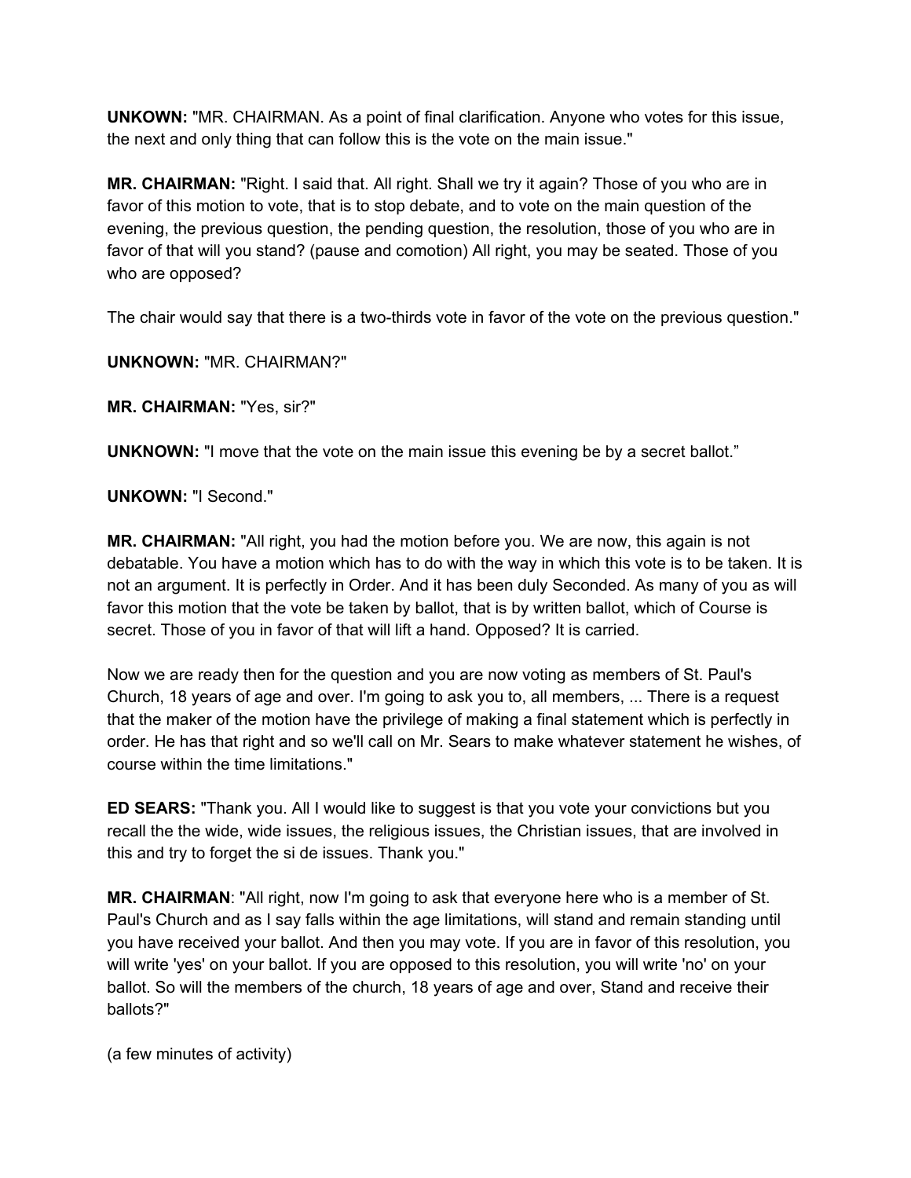**UNKOWN:** "MR. CHAIRMAN. As a point of final clarification. Anyone who votes for this issue, the next and only thing that can follow this is the vote on the main issue."

**MR. CHAIRMAN:** "Right. I said that. All right. Shall we try it again? Those of you who are in favor of this motion to vote, that is to stop debate, and to vote on the main question of the evening, the previous question, the pending question, the resolution, those of you who are in favor of that will you stand? (pause and comotion) All right, you may be seated. Those of you who are opposed?

The chair would say that there is a two-thirds vote in favor of the vote on the previous question."

**UNKNOWN:** "MR. CHAIRMAN?"

**MR. CHAIRMAN:** "Yes, sir?"

**UNKNOWN:** "I move that the vote on the main issue this evening be by a secret ballot."

**UNKOWN:** "I Second."

**MR. CHAIRMAN:** "All right, you had the motion before you. We are now, this again is not debatable. You have a motion which has to do with the way in which this vote is to be taken. It is not an argument. It is perfectly in Order. And it has been duly Seconded. As many of you as will favor this motion that the vote be taken by ballot, that is by written ballot, which of Course is secret. Those of you in favor of that will lift a hand. Opposed? It is carried.

Now we are ready then for the question and you are now voting as members of St. Paul's Church, 18 years of age and over. I'm going to ask you to, all members, ... There is a request that the maker of the motion have the privilege of making a final statement which is perfectly in order. He has that right and so we'll call on Mr. Sears to make whatever statement he wishes, of course within the time limitations."

**ED SEARS:** "Thank you. All I would like to suggest is that you vote your convictions but you recall the the wide, wide issues, the religious issues, the Christian issues, that are involved in this and try to forget the si de issues. Thank you."

**MR. CHAIRMAN**: "All right, now I'm going to ask that everyone here who is a member of St. Paul's Church and as I say falls within the age limitations, will stand and remain standing until you have received your ballot. And then you may vote. If you are in favor of this resolution, you will write 'yes' on your ballot. If you are opposed to this resolution, you will write 'no' on your ballot. So will the members of the church, 18 years of age and over, Stand and receive their ballots?"

(a few minutes of activity)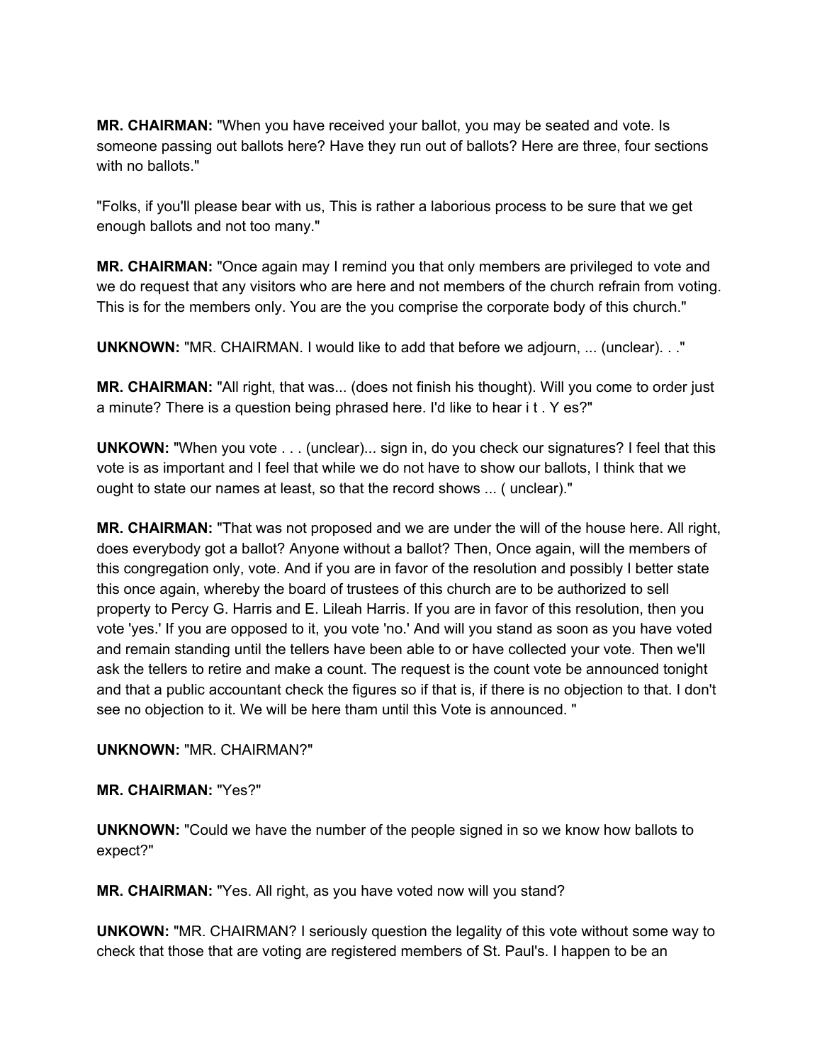**MR. CHAIRMAN:** "When you have received your ballot, you may be seated and vote. Is someone passing out ballots here? Have they run out of ballots? Here are three, four sections with no ballots."

"Folks, if you'll please bear with us, This is rather a laborious process to be sure that we get enough ballots and not too many."

**MR. CHAIRMAN:** "Once again may I remind you that only members are privileged to vote and we do request that any visitors who are here and not members of the church refrain from voting. This is for the members only. You are the you comprise the corporate body of this church."

**UNKNOWN:** "MR. CHAIRMAN. I would like to add that before we adjourn, ... (unclear). . ."

**MR. CHAIRMAN:** "All right, that was... (does not finish his thought). Will you come to order just a minute? There is a question being phrased here. I'd like to hear i t . Y es?"

**UNKOWN:** "When you vote . . . (unclear)... sign in, do you check our signatures? I feel that this vote is as important and I feel that while we do not have to show our ballots, I think that we ought to state our names at least, so that the record shows ... ( unclear)."

**MR. CHAIRMAN:** "That was not proposed and we are under the will of the house here. All right, does everybody got a ballot? Anyone without a ballot? Then, Once again, will the members of this congregation only, vote. And if you are in favor of the resolution and possibly I better state this once again, whereby the board of trustees of this church are to be authorized to sell property to Percy G. Harris and E. Lileah Harris. If you are in favor of this resolution, then you vote 'yes.' If you are opposed to it, you vote 'no.' And will you stand as soon as you have voted and remain standing until the tellers have been able to or have collected your vote. Then we'll ask the tellers to retire and make a count. The request is the count vote be announced tonight and that a public accountant check the figures so if that is, if there is no objection to that. I don't see no objection to it. We will be here tham until thìs Vote is announced. "

**UNKNOWN:** "MR. CHAIRMAN?"

**MR. CHAIRMAN:** "Yes?"

**UNKNOWN:** "Could we have the number of the people signed in so we know how ballots to expect?"

**MR. CHAIRMAN:** "Yes. All right, as you have voted now will you stand?

**UNKOWN:** "MR. CHAIRMAN? I seriously question the legality of this vote without some way to check that those that are voting are registered members of St. Paul's. I happen to be an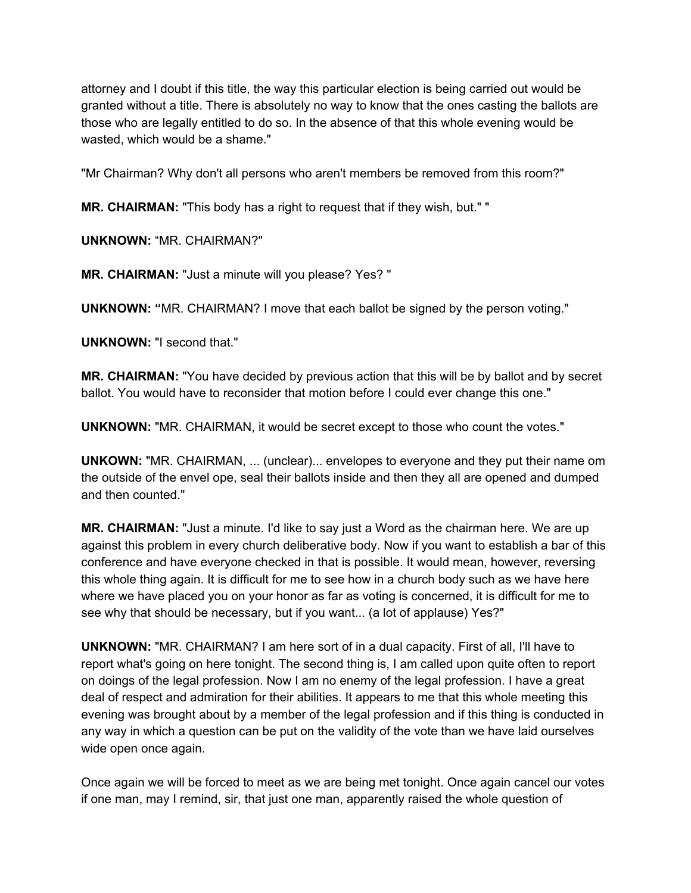attorney and I doubt if this title, the way this particular election is being carried out would be granted without a title. There is absolutely no way to know that the ones casting the ballots are those who are legally entitled to do so. In the absence of that this whole evening would be wasted, which would be a shame."

"Mr Chairman? Why don't all persons who aren't members be removed from this room?"

**MR. CHAIRMAN:** "This body has a right to request that if they wish, but." "

**UNKNOWN:** "MR. CHAIRMAN?"

**MR. CHAIRMAN:** "Just a minute will you please? Yes? "

**UNKNOWN:** "MR. CHAIRMAN? I move that each ballot be signed by the person voting."

**UNKNOWN:** "I second that."

**MR. CHAIRMAN:** "You have decided by previous action that this will be by ballot and by secret ballot. You would have to reconsider that motion before I could ever change this one."

**UNKNOWN:** "MR. CHAIRMAN, it would be secret except to those who count the votes."

**UNKOWN:** "MR. CHAIRMAN, ... (unclear)... envelopes to everyone and they put their name om the outside of the envel ope, seal their ballots inside and then they all are opened and dumped and then counted."

**MR. CHAIRMAN:** "Just a minute. I'd like to say just a Word as the chairman here. We are up against this problem in every church deliberative body. Now if you want to establish a bar of this conference and have everyone checked in that is possible. It would mean, however, reversing this whole thing again. It is difficult for me to see how in a church body such as we have here where we have placed you on your honor as far as voting is concerned, it is difficult for me to see why that should be necessary, but if you want... (a lot of applause) Yes?"

**UNKNOWN:** "MR. CHAIRMAN? I am here sort of in a dual capacity. First of all, I'll have to report what's going on here tonight. The second thing is, I am called upon quite often to report on doings of the legal profession. Now I am no enemy of the legal profession. I have a great deal of respect and admiration for their abilities. It appears to me that this whole meeting this evening was brought about by a member of the legal profession and if this thing is conducted in any way in which a question can be put on the validity of the vote than we have laid ourselves wide open once again.

Once again we will be forced to meet as we are being met tonight. Once again cancel our votes if one man, may I remind, sir, that just one man, apparently raised the whole question of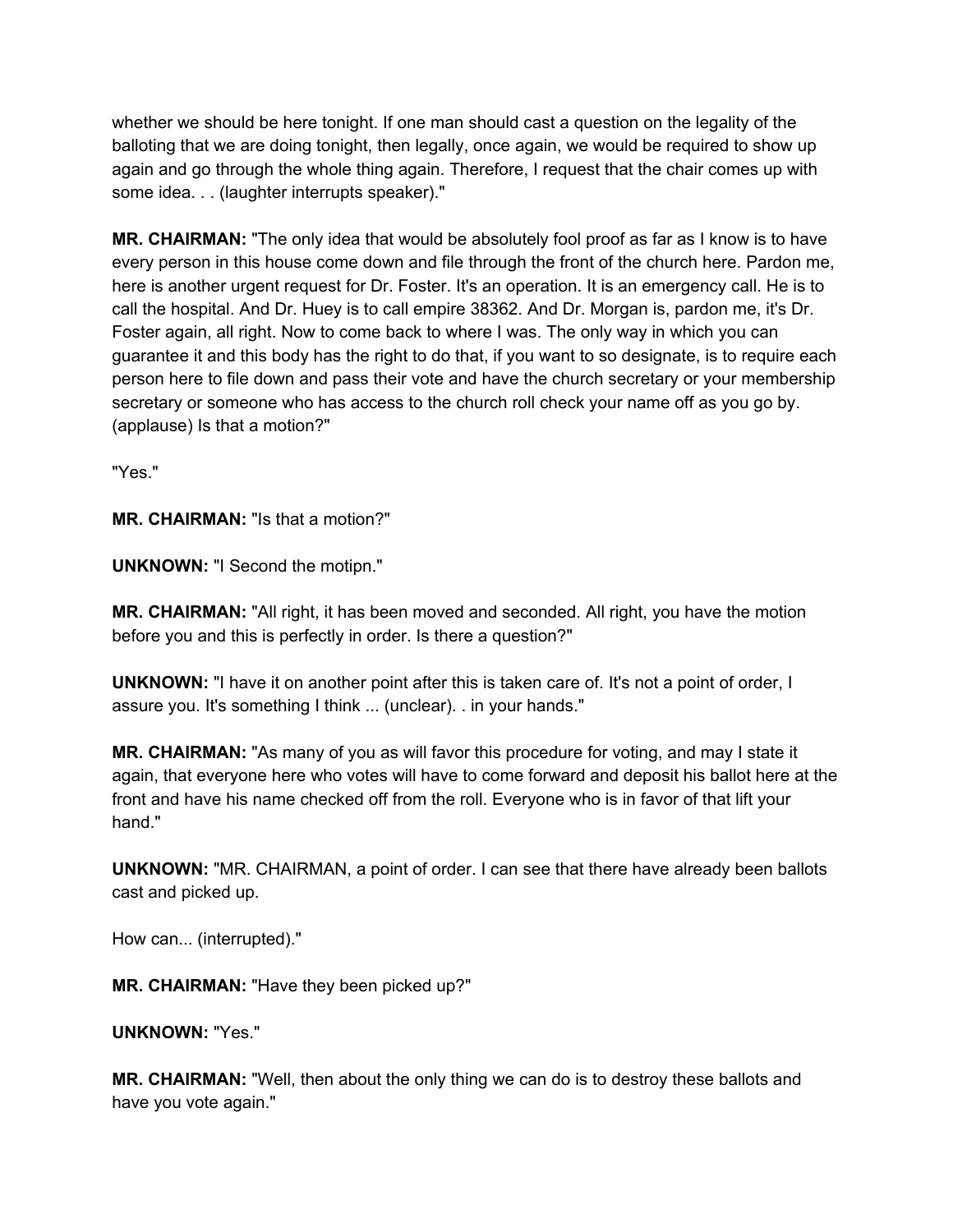whether we should be here tonight. If one man should cast a question on the legality of the balloting that we are doing tonight, then legally, once again, we would be required to show up again and go through the whole thing again. Therefore, I request that the chair comes up with some idea. . . (laughter interrupts speaker)."

**MR. CHAIRMAN:** "The only idea that would be absolutely fool proof as far as I know is to have every person in this house come down and file through the front of the church here. Pardon me, here is another urgent request for Dr. Foster. It's an operation. It is an emergency call. He is to call the hospital. And Dr. Huey is to call empire 38362. And Dr. Morgan is, pardon me, it's Dr. Foster again, all right. Now to come back to where I was. The only way in which you can guarantee it and this body has the right to do that, if you want to so designate, is to require each person here to file down and pass their vote and have the church secretary or your membership secretary or someone who has access to the church roll check your name off as you go by. (applause) Is that a motion?"

"Yes."

**MR. CHAIRMAN:** "Is that a motion?"

**UNKNOWN:** "I Second the motipn."

**MR. CHAIRMAN:** "All right, it has been moved and seconded. All right, you have the motion before you and this is perfectly in order. Is there a question?"

**UNKNOWN:** "I have it on another point after this is taken care of. It's not a point of order, I assure you. It's something I think ... (unclear). . in your hands."

**MR. CHAIRMAN:** "As many of you as will favor this procedure for voting, and may I state it again, that everyone here who votes will have to come forward and deposit his ballot here at the front and have his name checked off from the roll. Everyone who is in favor of that lift your hand."

**UNKNOWN:** "MR. CHAIRMAN, a point of order. I can see that there have already been ballots cast and picked up.

How can... (interrupted)."

**MR. CHAIRMAN:** "Have they been picked up?"

**UNKNOWN:** "Yes."

**MR. CHAIRMAN:** "Well, then about the only thing we can do is to destroy these ballots and have you vote again."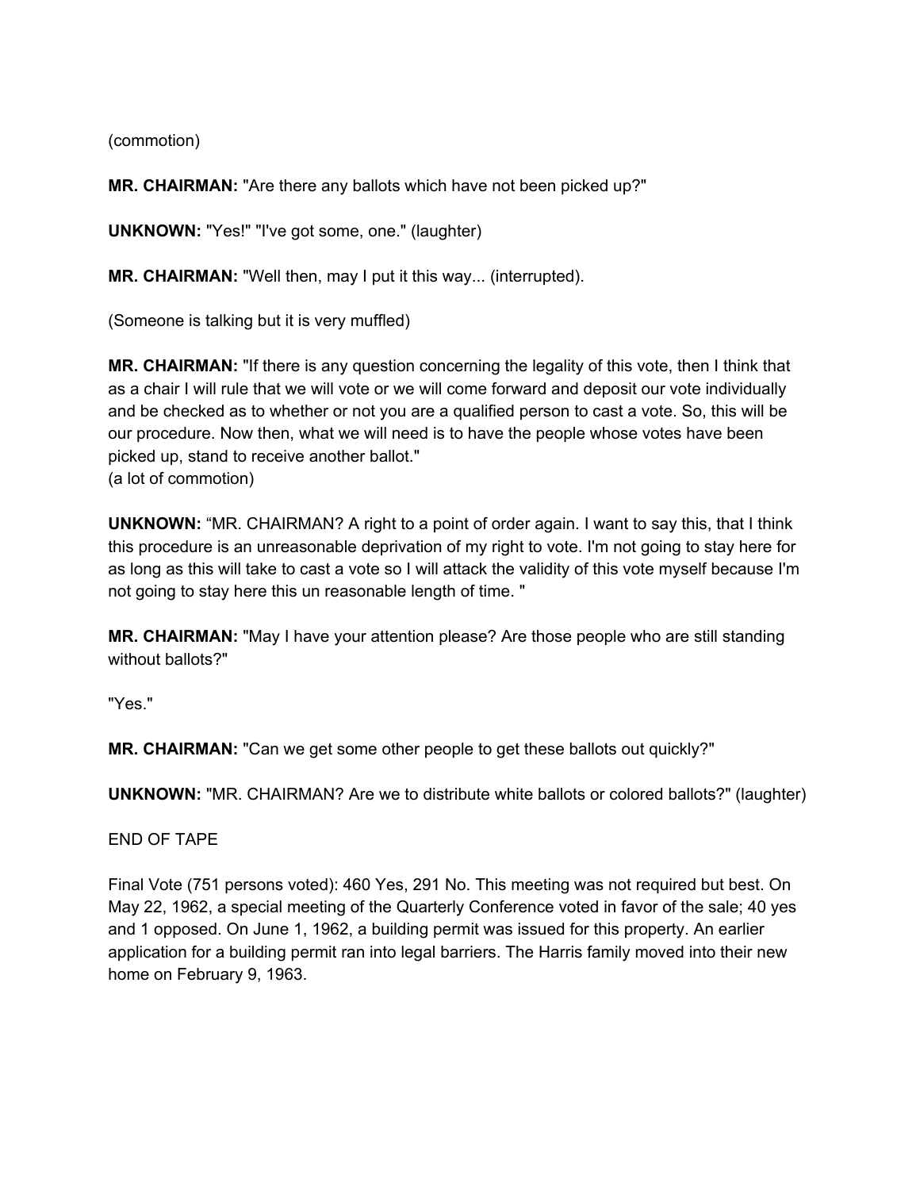(commotion)

**MR. CHAIRMAN:** "Are there any ballots which have not been picked up?"

**UNKNOWN:** "Yes!" "I've got some, one." (laughter)

**MR. CHAIRMAN:** "Well then, may I put it this way... (interrupted).

(Someone is talking but it is very muffled)

**MR. CHAIRMAN:** "If there is any question concerning the legality of this vote, then I think that as a chair I will rule that we will vote or we will come forward and deposit our vote individually and be checked as to whether or not you are a qualified person to cast a vote. So, this will be our procedure. Now then, what we will need is to have the people whose votes have been picked up, stand to receive another ballot."
(a lot of commotion)

**UNKNOWN:** "MR. CHAIRMAN? A right to a point of order again. I want to say this, that I think this procedure is an unreasonable deprivation of my right to vote. I'm not going to stay here for as long as this will take to cast a vote so I will attack the validity of this vote myself because I'm not going to stay here this un reasonable length of time. "

**MR. CHAIRMAN:** "May I have your attention please? Are those people who are still standing without ballots?"

"Yes."

**MR. CHAIRMAN:** "Can we get some other people to get these ballots out quickly?"

**UNKNOWN:** "MR. CHAIRMAN? Are we to distribute white ballots or colored ballots?" (laughter)

END OF TAPE

Final Vote (751 persons voted): 460 Yes, 291 No. This meeting was not required but best. On May 22, 1962, a special meeting of the Quarterly Conference voted in favor of the sale; 40 yes and 1 opposed. On June 1, 1962, a building permit was issued for this property. An earlier application for a building permit ran into legal barriers. The Harris family moved into their new home on February 9, 1963.